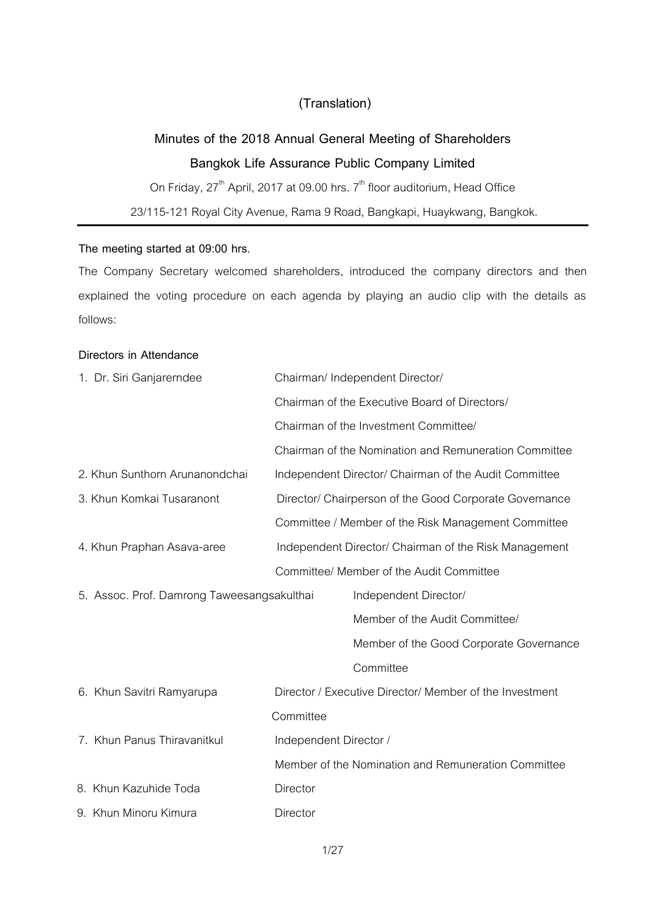**(Translation)**

# Minutes of the 2018 Annual General Meeting of Shareholders

## Bangkok Life Assurance Public Company Limited

On Friday, 27th April, 2017 at 09.00 hrs. 7th floor auditorium, Head Office

23/115-121 Royal City Avenue, Rama 9 Road, Bangkapi, Huaykwang, Bangkok.

---

**The meeting started at 09:00 hrs.**

The Company Secretary welcomed shareholders, introduced the company directors and then explained the voting procedure on each agenda by playing an audio clip with the details as follows:

**Directors in Attendance**

| | |
|---|---|
| 1. Dr. Siri Ganjarerndee | Chairman/ Independent Director/ Chairman of the Executive Board of Directors/ Chairman of the Investment Committee/ Chairman of the Nomination and Remuneration Committee |
| 2. Khun Sunthorn Arunanondchai | Independent Director/ Chairman of the Audit Committee |
| 3. Khun Komkai Tusaranont | Director/ Chairperson of the Good Corporate Governance Committee / Member of the Risk Management Committee |
| 4. Khun Praphan Asava-aree | Independent Director/ Chairman of the Risk Management Committee/ Member of the Audit Committee |
| 5. Assoc. Prof. Damrong Taweesangsakulthai | Independent Director/ Member of the Audit Committee/ Member of the Good Corporate Governance Committee |
| 6. Khun Savitri Ramyarupa | Director / Executive Director/ Member of the Investment Committee |
| 7. Khun Panus Thiravanitkul | Independent Director / Member of the Nomination and Remuneration Committee |
| 8. Khun Kazuhide Toda | Director |
| 9. Khun Minoru Kimura | Director |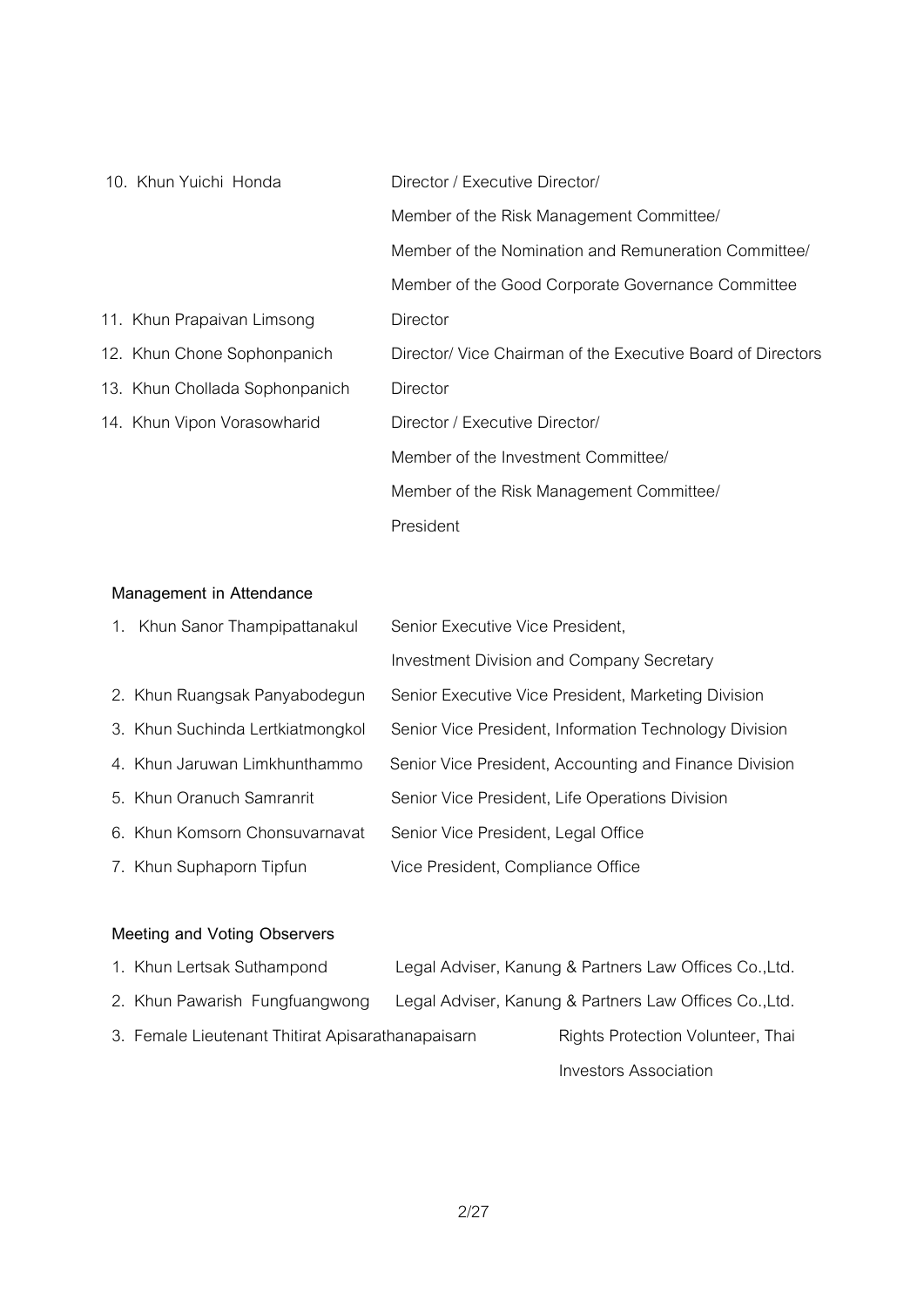| | |
|---|---|
| 10. Khun Yuichi Honda | Director / Executive Director/ Member of the Risk Management Committee/ Member of the Nomination and Remuneration Committee/ Member of the Good Corporate Governance Committee |
| 11. Khun Prapaivan Limsong | Director |
| 12. Khun Chone Sophonpanich | Director/ Vice Chairman of the Executive Board of Directors |
| 13. Khun Chollada Sophonpanich | Director |
| 14. Khun Vipon Vorasowharid | Director / Executive Director/ Member of the Investment Committee/ Member of the Risk Management Committee/ President |

**Management in Attendance**

| | |
|---|---|
| 1. Khun Sanor Thampipattanakul | Senior Executive Vice President, Investment Division and Company Secretary |
| 2. Khun Ruangsak Panyabodegun | Senior Executive Vice President, Marketing Division |
| 3. Khun Suchinda Lertkiatmongkol | Senior Vice President, Information Technology Division |
| 4. Khun Jaruwan Limkhunthammo | Senior Vice President, Accounting and Finance Division |
| 5. Khun Oranuch Samranrit | Senior Vice President, Life Operations Division |
| 6. Khun Komsorn Chonsuvarnavat | Senior Vice President, Legal Office |
| 7. Khun Suphaporn Tipfun | Vice President, Compliance Office |

**Meeting and Voting Observers**

| | |
|---|---|
| 1. Khun Lertsak Suthampond | Legal Adviser, Kanung & Partners Law Offices Co.,Ltd. |
| 2. Khun Pawarish Fungfuangwong | Legal Adviser, Kanung & Partners Law Offices Co.,Ltd. |
| 3. Female Lieutenant Thitirat Apisarathanapaisarn | Rights Protection Volunteer, Thai Investors Association |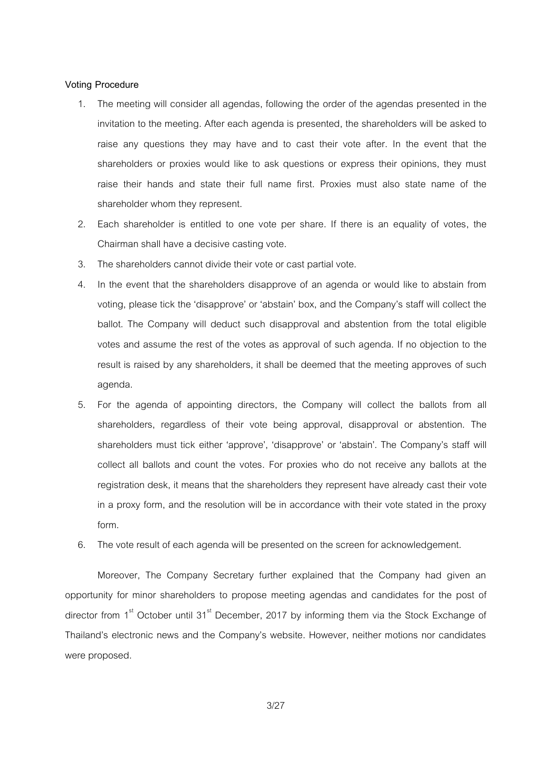**Voting Procedure**

1. The meeting will consider all agendas, following the order of the agendas presented in the invitation to the meeting. After each agenda is presented, the shareholders will be asked to raise any questions they may have and to cast their vote after. In the event that the shareholders or proxies would like to ask questions or express their opinions, they must raise their hands and state their full name first. Proxies must also state name of the shareholder whom they represent.
2. Each shareholder is entitled to one vote per share. If there is an equality of votes, the Chairman shall have a decisive casting vote.
3. The shareholders cannot divide their vote or cast partial vote.
4. In the event that the shareholders disapprove of an agenda or would like to abstain from voting, please tick the 'disapprove' or 'abstain' box, and the Company's staff will collect the ballot. The Company will deduct such disapproval and abstention from the total eligible votes and assume the rest of the votes as approval of such agenda. If no objection to the result is raised by any shareholders, it shall be deemed that the meeting approves of such agenda.
5. For the agenda of appointing directors, the Company will collect the ballots from all shareholders, regardless of their vote being approval, disapproval or abstention. The shareholders must tick either 'approve', 'disapprove' or 'abstain'. The Company's staff will collect all ballots and count the votes. For proxies who do not receive any ballots at the registration desk, it means that the shareholders they represent have already cast their vote in a proxy form, and the resolution will be in accordance with their vote stated in the proxy form.
6. The vote result of each agenda will be presented on the screen for acknowledgement.

Moreover, The Company Secretary further explained that the Company had given an opportunity for minor shareholders to propose meeting agendas and candidates for the post of director from 1st October until 31st December, 2017 by informing them via the Stock Exchange of Thailand's electronic news and the Company's website. However, neither motions nor candidates were proposed.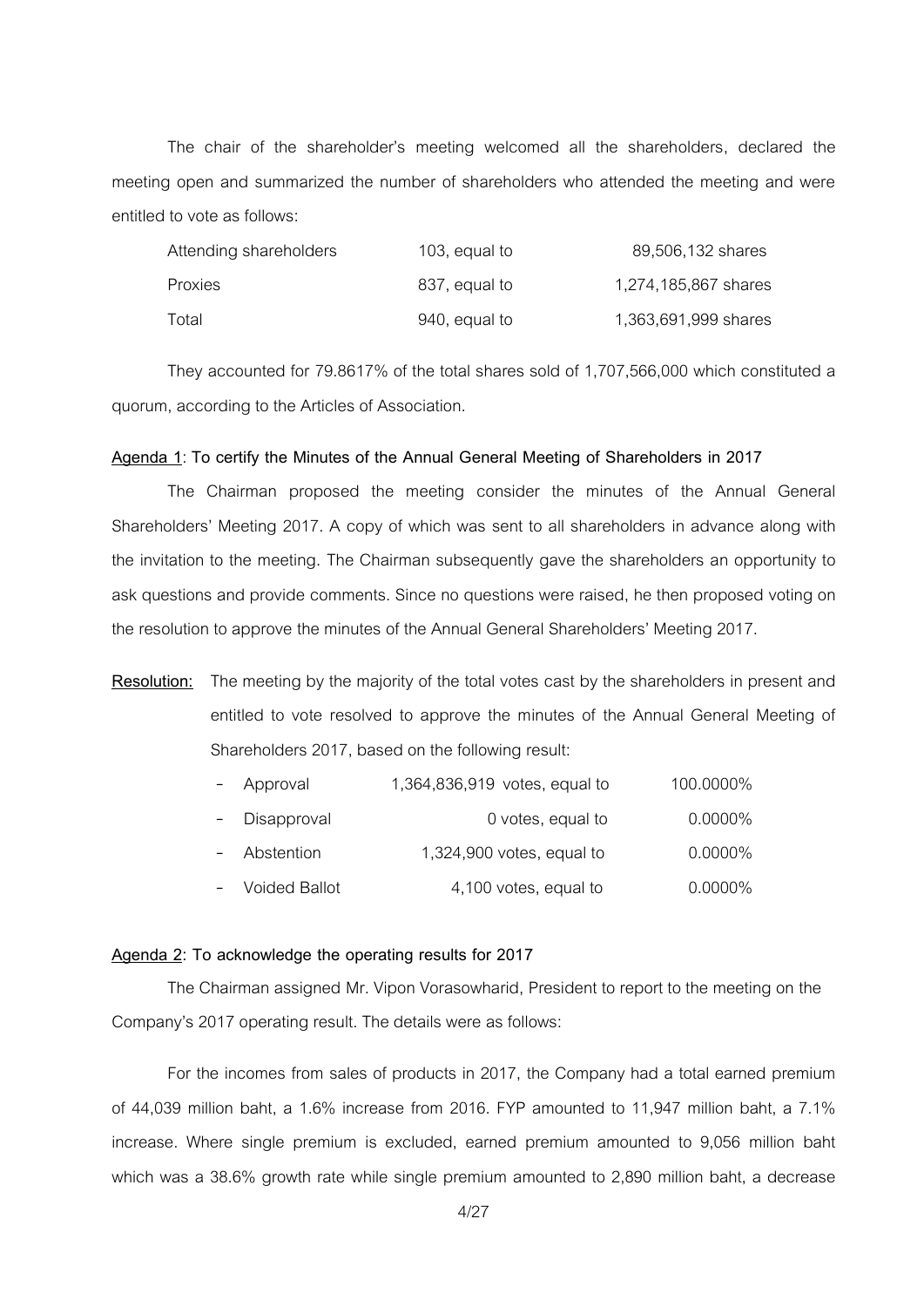The chair of the shareholder's meeting welcomed all the shareholders, declared the meeting open and summarized the number of shareholders who attended the meeting and were entitled to vote as follows:

| | | |
|---|---|---|
| Attending shareholders | 103, equal to | 89,506,132 shares |
| Proxies | 837, equal to | 1,274,185,867 shares |
| Total | 940, equal to | 1,363,691,999 shares |

They accounted for 79.8617% of the total shares sold of 1,707,566,000 which constituted a quorum, according to the Articles of Association.

**Agenda 1: To certify the Minutes of the Annual General Meeting of Shareholders in 2017**

The Chairman proposed the meeting consider the minutes of the Annual General Shareholders' Meeting 2017. A copy of which was sent to all shareholders in advance along with the invitation to the meeting. The Chairman subsequently gave the shareholders an opportunity to ask questions and provide comments. Since no questions were raised, he then proposed voting on the resolution to approve the minutes of the Annual General Shareholders' Meeting 2017.

**Resolution:** The meeting by the majority of the total votes cast by the shareholders in present and entitled to vote resolved to approve the minutes of the Annual General Meeting of Shareholders 2017, based on the following result:

| | | |
|---|---|---|
| - Approval | 1,364,836,919 votes, equal to | 100.0000% |
| - Disapproval | 0 votes, equal to | 0.0000% |
| - Abstention | 1,324,900 votes, equal to | 0.0000% |
| - Voided Ballot | 4,100 votes, equal to | 0.0000% |

**Agenda 2: To acknowledge the operating results for 2017**

The Chairman assigned Mr. Vipon Vorasowharid, President to report to the meeting on the Company's 2017 operating result. The details were as follows:

For the incomes from sales of products in 2017, the Company had a total earned premium of 44,039 million baht, a 1.6% increase from 2016. FYP amounted to 11,947 million baht, a 7.1% increase. Where single premium is excluded, earned premium amounted to 9,056 million baht which was a 38.6% growth rate while single premium amounted to 2,890 million baht, a decrease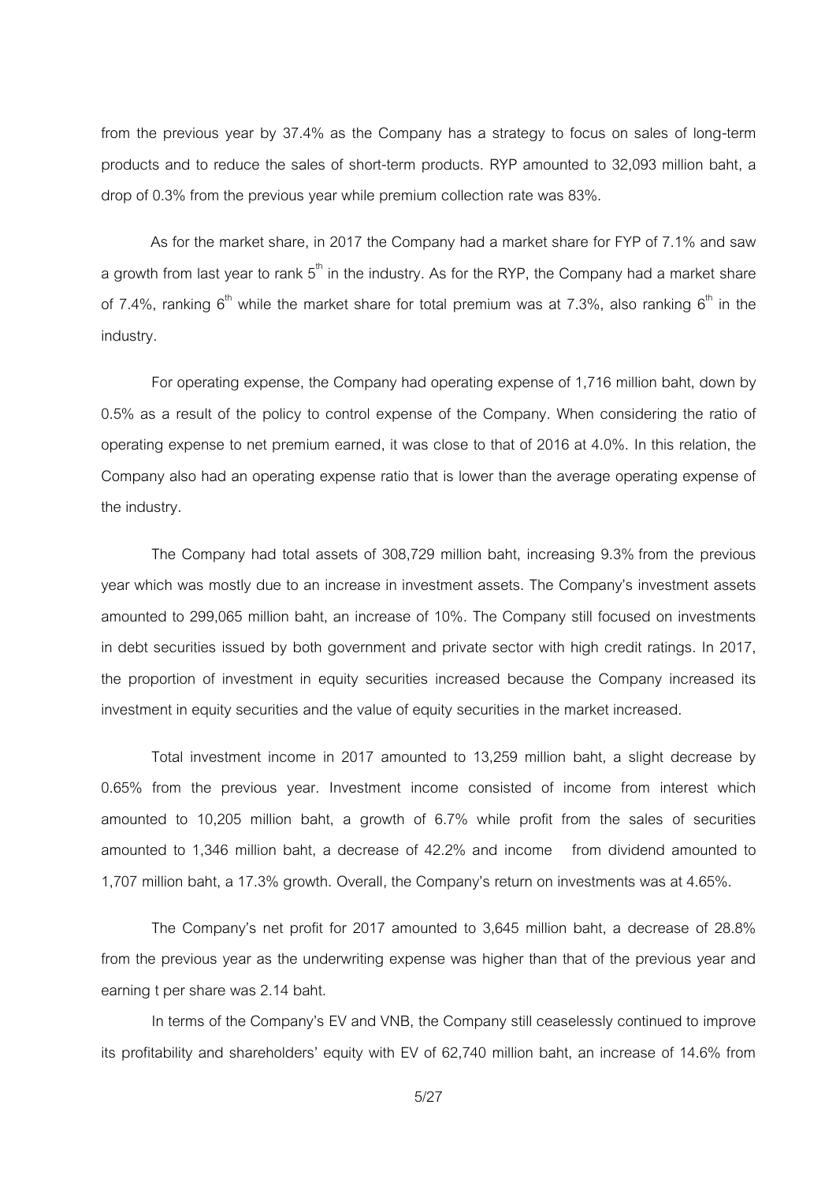from the previous year by 37.4% as the Company has a strategy to focus on sales of long-term products and to reduce the sales of short-term products. RYP amounted to 32,093 million baht, a drop of 0.3% from the previous year while premium collection rate was 83%.

As for the market share, in 2017 the Company had a market share for FYP of 7.1% and saw a growth from last year to rank 5th in the industry. As for the RYP, the Company had a market share of 7.4%, ranking 6th while the market share for total premium was at 7.3%, also ranking 6th in the industry.

For operating expense, the Company had operating expense of 1,716 million baht, down by 0.5% as a result of the policy to control expense of the Company. When considering the ratio of operating expense to net premium earned, it was close to that of 2016 at 4.0%. In this relation, the Company also had an operating expense ratio that is lower than the average operating expense of the industry.

The Company had total assets of 308,729 million baht, increasing 9.3% from the previous year which was mostly due to an increase in investment assets. The Company's investment assets amounted to 299,065 million baht, an increase of 10%. The Company still focused on investments in debt securities issued by both government and private sector with high credit ratings. In 2017, the proportion of investment in equity securities increased because the Company increased its investment in equity securities and the value of equity securities in the market increased.

Total investment income in 2017 amounted to 13,259 million baht, a slight decrease by 0.65% from the previous year. Investment income consisted of income from interest which amounted to 10,205 million baht, a growth of 6.7% while profit from the sales of securities amounted to 1,346 million baht, a decrease of 42.2% and income from dividend amounted to 1,707 million baht, a 17.3% growth. Overall, the Company's return on investments was at 4.65%.

The Company's net profit for 2017 amounted to 3,645 million baht, a decrease of 28.8% from the previous year as the underwriting expense was higher than that of the previous year and earning t per share was 2.14 baht.

In terms of the Company's EV and VNB, the Company still ceaselessly continued to improve its profitability and shareholders' equity with EV of 62,740 million baht, an increase of 14.6% from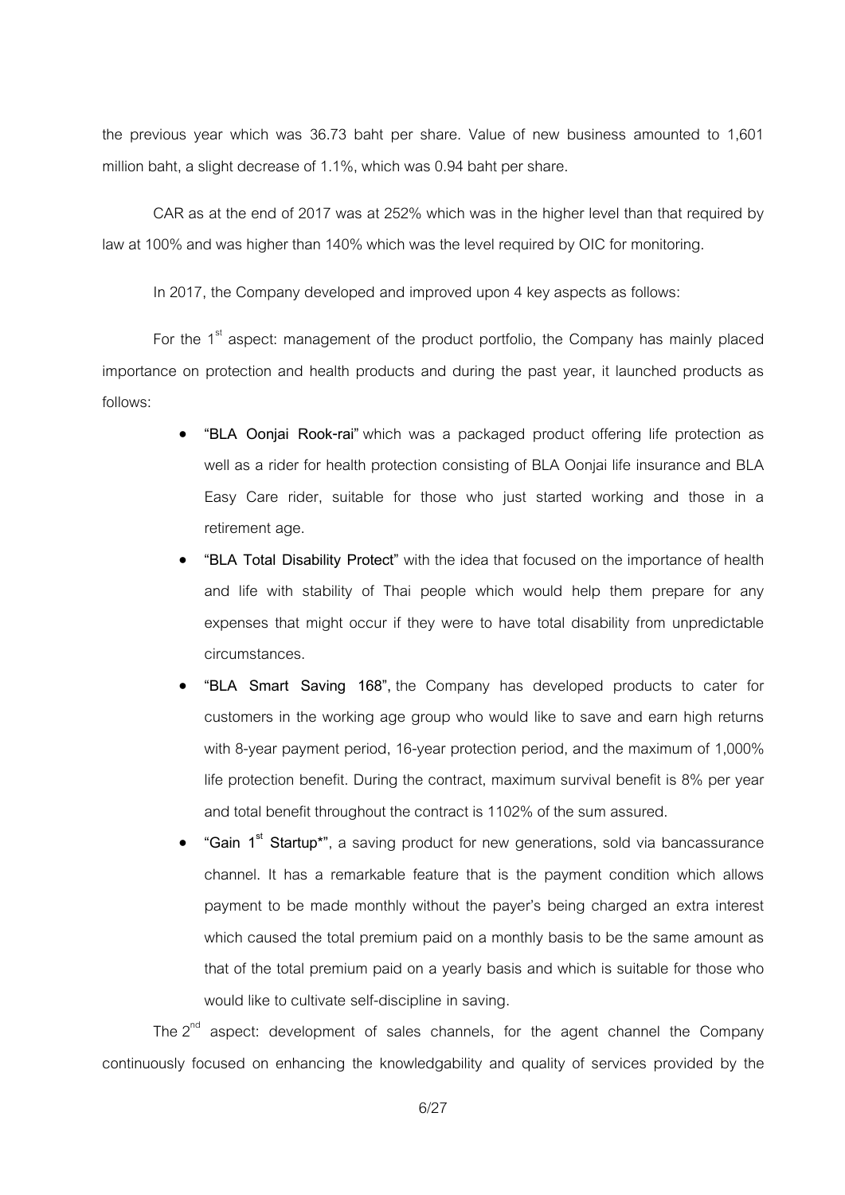the previous year which was 36.73 baht per share. Value of new business amounted to 1,601 million baht, a slight decrease of 1.1%, which was 0.94 baht per share.

CAR as at the end of 2017 was at 252% which was in the higher level than that required by law at 100% and was higher than 140% which was the level required by OIC for monitoring.

In 2017, the Company developed and improved upon 4 key aspects as follows:

For the 1st aspect: management of the product portfolio, the Company has mainly placed importance on protection and health products and during the past year, it launched products as follows:

- **"BLA Oonjai Rook-rai"** which was a packaged product offering life protection as well as a rider for health protection consisting of BLA Oonjai life insurance and BLA Easy Care rider, suitable for those who just started working and those in a retirement age.
- **"BLA Total Disability Protect"** with the idea that focused on the importance of health and life with stability of Thai people which would help them prepare for any expenses that might occur if they were to have total disability from unpredictable circumstances.
- **"BLA Smart Saving 168"**, the Company has developed products to cater for customers in the working age group who would like to save and earn high returns with 8-year payment period, 16-year protection period, and the maximum of 1,000% life protection benefit. During the contract, maximum survival benefit is 8% per year and total benefit throughout the contract is 1102% of the sum assured.
- **"Gain 1st Startup*"**, a saving product for new generations, sold via bancassurance channel. It has a remarkable feature that is the payment condition which allows payment to be made monthly without the payer's being charged an extra interest which caused the total premium paid on a monthly basis to be the same amount as that of the total premium paid on a yearly basis and which is suitable for those who would like to cultivate self-discipline in saving.

The 2nd aspect: development of sales channels, for the agent channel the Company continuously focused on enhancing the knowledgability and quality of services provided by the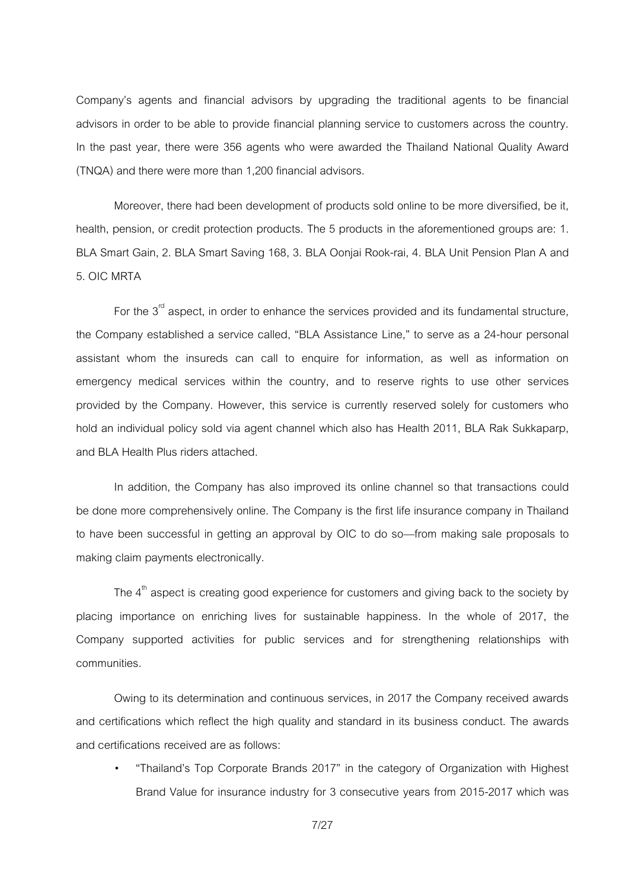Company's agents and financial advisors by upgrading the traditional agents to be financial advisors in order to be able to provide financial planning service to customers across the country. In the past year, there were 356 agents who were awarded the Thailand National Quality Award (TNQA) and there were more than 1,200 financial advisors.

Moreover, there had been development of products sold online to be more diversified, be it, health, pension, or credit protection products. The 5 products in the aforementioned groups are: 1. BLA Smart Gain, 2. BLA Smart Saving 168, 3. BLA Oonjai Rook-rai, 4. BLA Unit Pension Plan A and 5. OIC MRTA

For the 3rd aspect, in order to enhance the services provided and its fundamental structure, the Company established a service called, "BLA Assistance Line," to serve as a 24-hour personal assistant whom the insureds can call to enquire for information, as well as information on emergency medical services within the country, and to reserve rights to use other services provided by the Company. However, this service is currently reserved solely for customers who hold an individual policy sold via agent channel which also has Health 2011, BLA Rak Sukkaparp, and BLA Health Plus riders attached.

In addition, the Company has also improved its online channel so that transactions could be done more comprehensively online. The Company is the first life insurance company in Thailand to have been successful in getting an approval by OIC to do so—from making sale proposals to making claim payments electronically.

The 4th aspect is creating good experience for customers and giving back to the society by placing importance on enriching lives for sustainable happiness. In the whole of 2017, the Company supported activities for public services and for strengthening relationships with communities.

Owing to its determination and continuous services, in 2017 the Company received awards and certifications which reflect the high quality and standard in its business conduct. The awards and certifications received are as follows:

- "Thailand's Top Corporate Brands 2017" in the category of Organization with Highest Brand Value for insurance industry for 3 consecutive years from 2015-2017 which was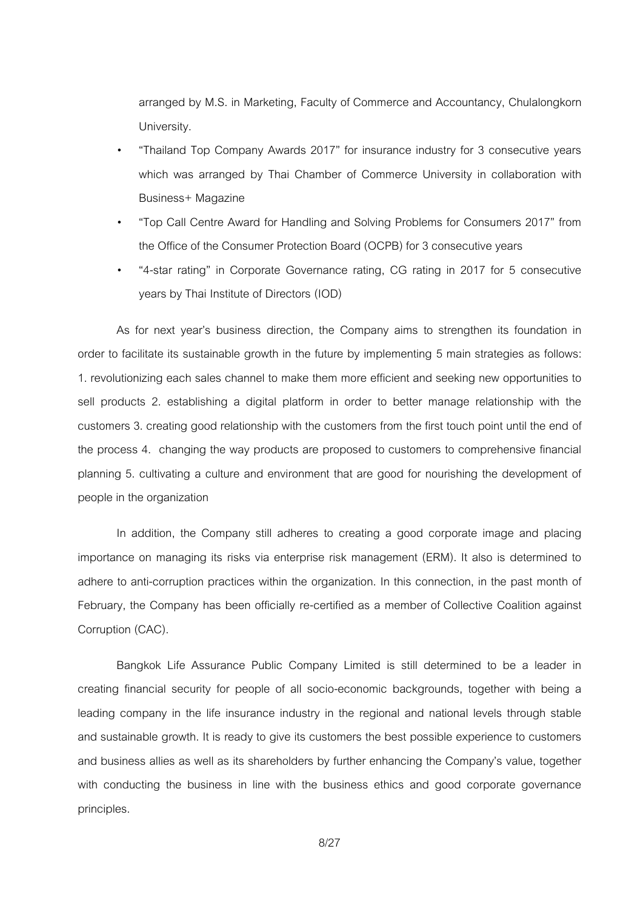arranged by M.S. in Marketing, Faculty of Commerce and Accountancy, Chulalongkorn University.

- "Thailand Top Company Awards 2017" for insurance industry for 3 consecutive years which was arranged by Thai Chamber of Commerce University in collaboration with Business+ Magazine
- "Top Call Centre Award for Handling and Solving Problems for Consumers 2017" from the Office of the Consumer Protection Board (OCPB) for 3 consecutive years
- "4-star rating" in Corporate Governance rating, CG rating in 2017 for 5 consecutive years by Thai Institute of Directors (IOD)

As for next year's business direction, the Company aims to strengthen its foundation in order to facilitate its sustainable growth in the future by implementing 5 main strategies as follows: 1. revolutionizing each sales channel to make them more efficient and seeking new opportunities to sell products 2. establishing a digital platform in order to better manage relationship with the customers 3. creating good relationship with the customers from the first touch point until the end of the process 4. changing the way products are proposed to customers to comprehensive financial planning 5. cultivating a culture and environment that are good for nourishing the development of people in the organization

In addition, the Company still adheres to creating a good corporate image and placing importance on managing its risks via enterprise risk management (ERM). It also is determined to adhere to anti-corruption practices within the organization. In this connection, in the past month of February, the Company has been officially re-certified as a member of Collective Coalition against Corruption (CAC).

Bangkok Life Assurance Public Company Limited is still determined to be a leader in creating financial security for people of all socio-economic backgrounds, together with being a leading company in the life insurance industry in the regional and national levels through stable and sustainable growth. It is ready to give its customers the best possible experience to customers and business allies as well as its shareholders by further enhancing the Company's value, together with conducting the business in line with the business ethics and good corporate governance principles.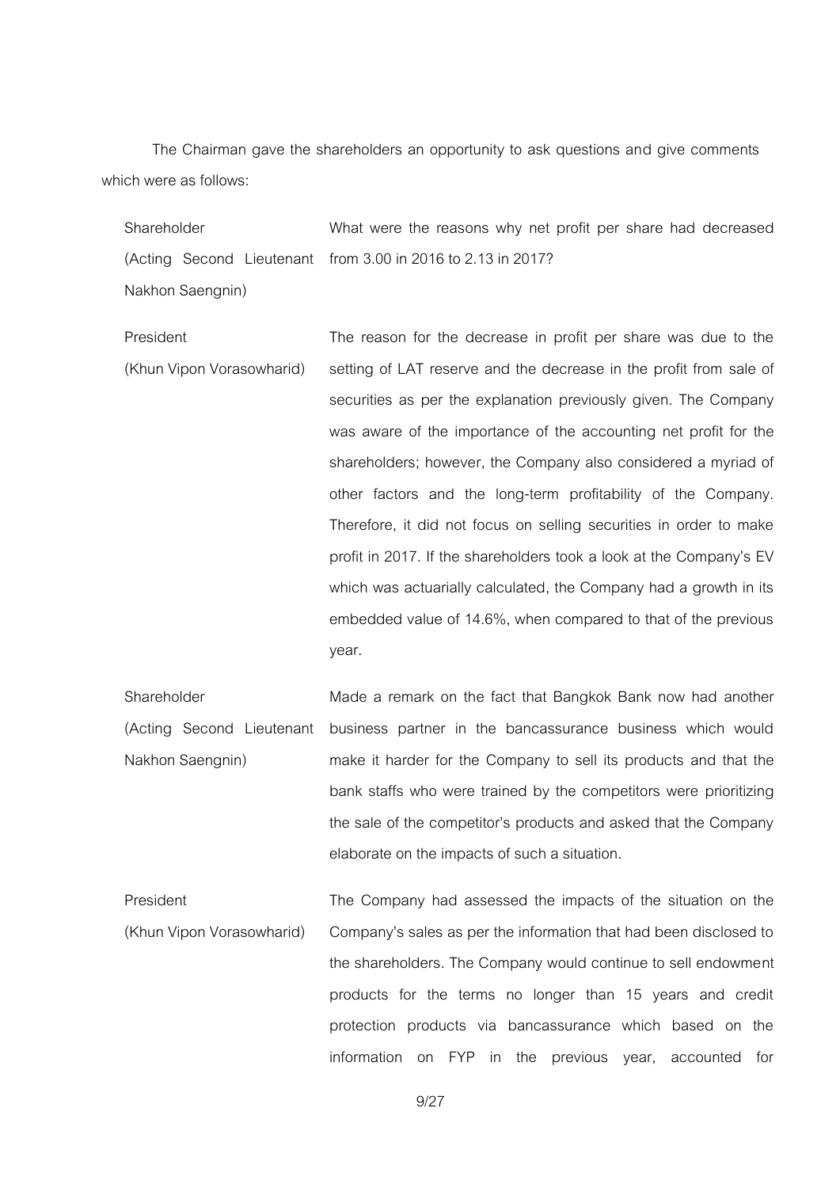The Chairman gave the shareholders an opportunity to ask questions and give comments which were as follows:

| | |
|---|---|
| Shareholder (Acting Second Lieutenant Nakhon Saengnin) | What were the reasons why net profit per share had decreased from 3.00 in 2016 to 2.13 in 2017? |
| President (Khun Vipon Vorasowharid) | The reason for the decrease in profit per share was due to the setting of LAT reserve and the decrease in the profit from sale of securities as per the explanation previously given. The Company was aware of the importance of the accounting net profit for the shareholders; however, the Company also considered a myriad of other factors and the long-term profitability of the Company. Therefore, it did not focus on selling securities in order to make profit in 2017. If the shareholders took a look at the Company's EV which was actuarially calculated, the Company had a growth in its embedded value of 14.6%, when compared to that of the previous year. |
| Shareholder (Acting Second Lieutenant Nakhon Saengnin) | Made a remark on the fact that Bangkok Bank now had another business partner in the bancassurance business which would make it harder for the Company to sell its products and that the bank staffs who were trained by the competitors were prioritizing the sale of the competitor's products and asked that the Company elaborate on the impacts of such a situation. |
| President (Khun Vipon Vorasowharid) | The Company had assessed the impacts of the situation on the Company's sales as per the information that had been disclosed to the shareholders. The Company would continue to sell endowment products for the terms no longer than 15 years and credit protection products via bancassurance which based on the information on FYP in the previous year, accounted for |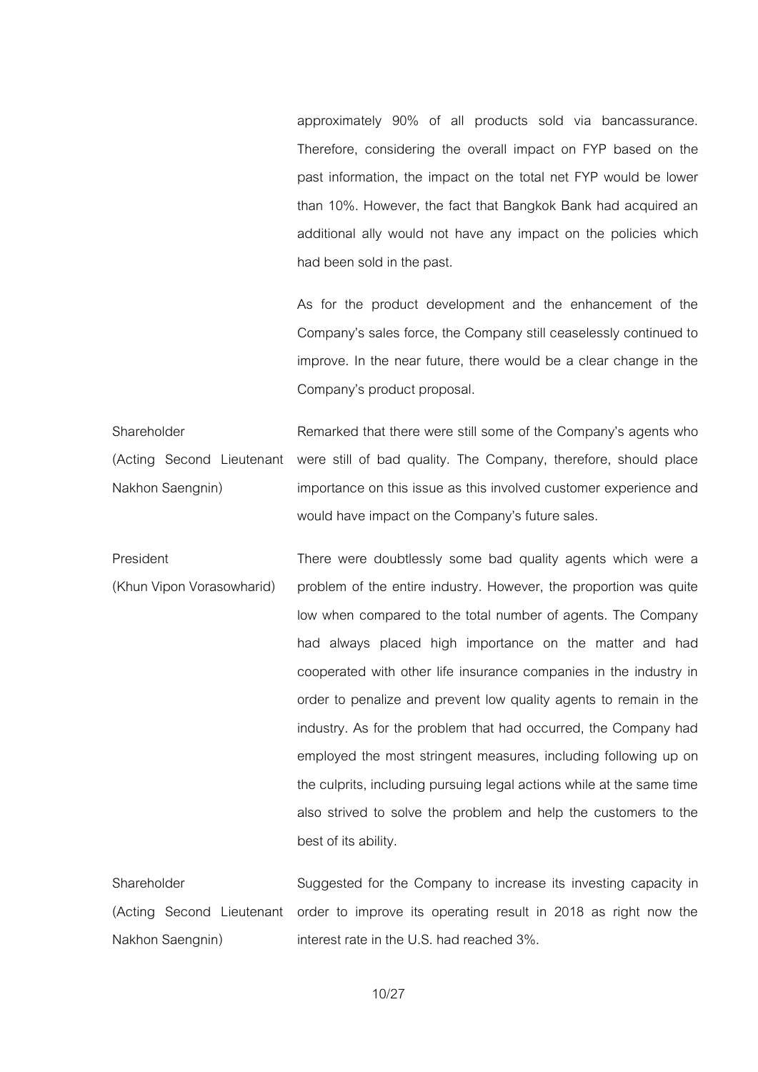approximately 90% of all products sold via bancassurance. Therefore, considering the overall impact on FYP based on the past information, the impact on the total net FYP would be lower than 10%. However, the fact that Bangkok Bank had acquired an additional ally would not have any impact on the policies which had been sold in the past.

As for the product development and the enhancement of the Company's sales force, the Company still ceaselessly continued to improve. In the near future, there would be a clear change in the Company's product proposal.

| | |
|---|---|
| Shareholder (Acting Second Lieutenant Nakhon Saengnin) | Remarked that there were still some of the Company's agents who were still of bad quality. The Company, therefore, should place importance on this issue as this involved customer experience and would have impact on the Company's future sales. |
| President (Khun Vipon Vorasowharid) | There were doubtlessly some bad quality agents which were a problem of the entire industry. However, the proportion was quite low when compared to the total number of agents. The Company had always placed high importance on the matter and had cooperated with other life insurance companies in the industry in order to penalize and prevent low quality agents to remain in the industry. As for the problem that had occurred, the Company had employed the most stringent measures, including following up on the culprits, including pursuing legal actions while at the same time also strived to solve the problem and help the customers to the best of its ability. |
| Shareholder (Acting Second Lieutenant Nakhon Saengnin) | Suggested for the Company to increase its investing capacity in order to improve its operating result in 2018 as right now the interest rate in the U.S. had reached 3%. |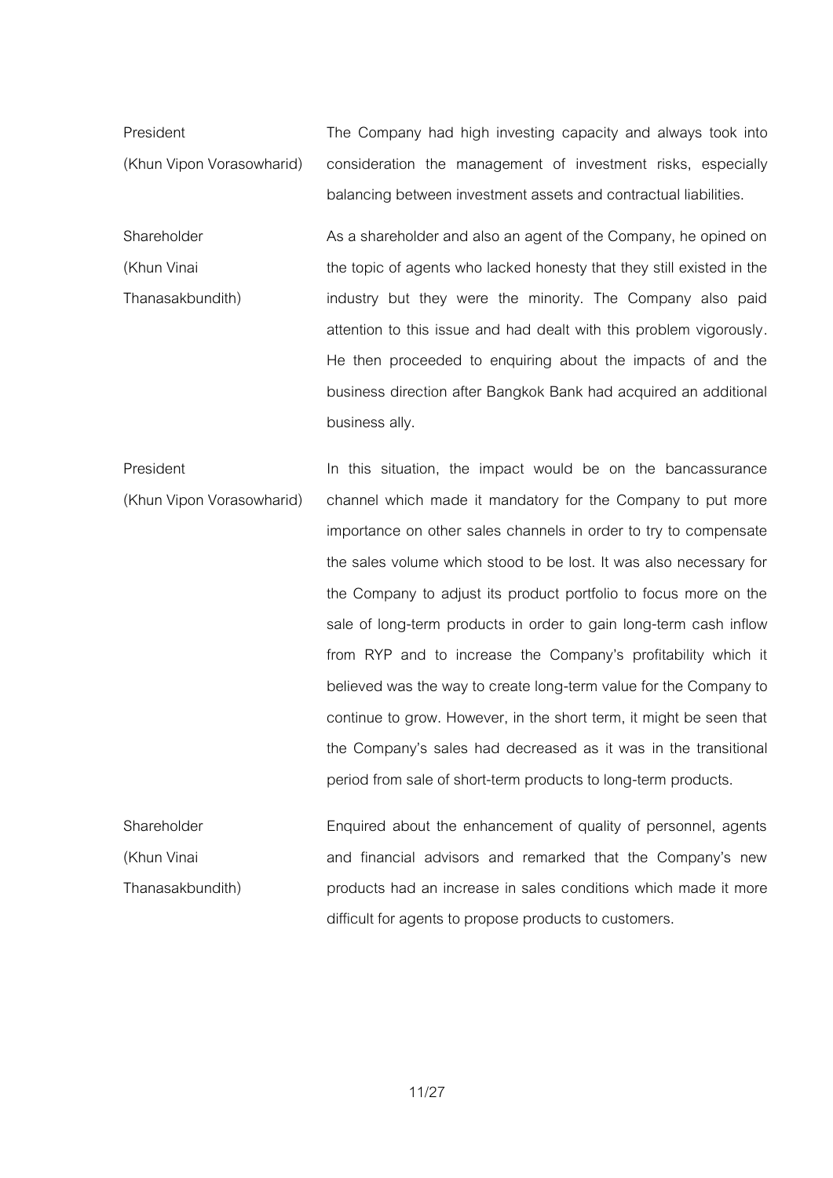| | |
|---|---|
| President<br>(Khun Vipon Vorasowharid) | The Company had high investing capacity and always took into consideration the management of investment risks, especially balancing between investment assets and contractual liabilities. |
| Shareholder<br>(Khun Vinai Thanasakbundith) | As a shareholder and also an agent of the Company, he opined on the topic of agents who lacked honesty that they still existed in the industry but they were the minority. The Company also paid attention to this issue and had dealt with this problem vigorously. He then proceeded to enquiring about the impacts of and the business direction after Bangkok Bank had acquired an additional business ally. |
| President<br>(Khun Vipon Vorasowharid) | In this situation, the impact would be on the bancassurance channel which made it mandatory for the Company to put more importance on other sales channels in order to try to compensate the sales volume which stood to be lost. It was also necessary for the Company to adjust its product portfolio to focus more on the sale of long-term products in order to gain long-term cash inflow from RYP and to increase the Company's profitability which it believed was the way to create long-term value for the Company to continue to grow. However, in the short term, it might be seen that the Company's sales had decreased as it was in the transitional period from sale of short-term products to long-term products. |
| Shareholder<br>(Khun Vinai Thanasakbundith) | Enquired about the enhancement of quality of personnel, agents and financial advisors and remarked that the Company's new products had an increase in sales conditions which made it more difficult for agents to propose products to customers. |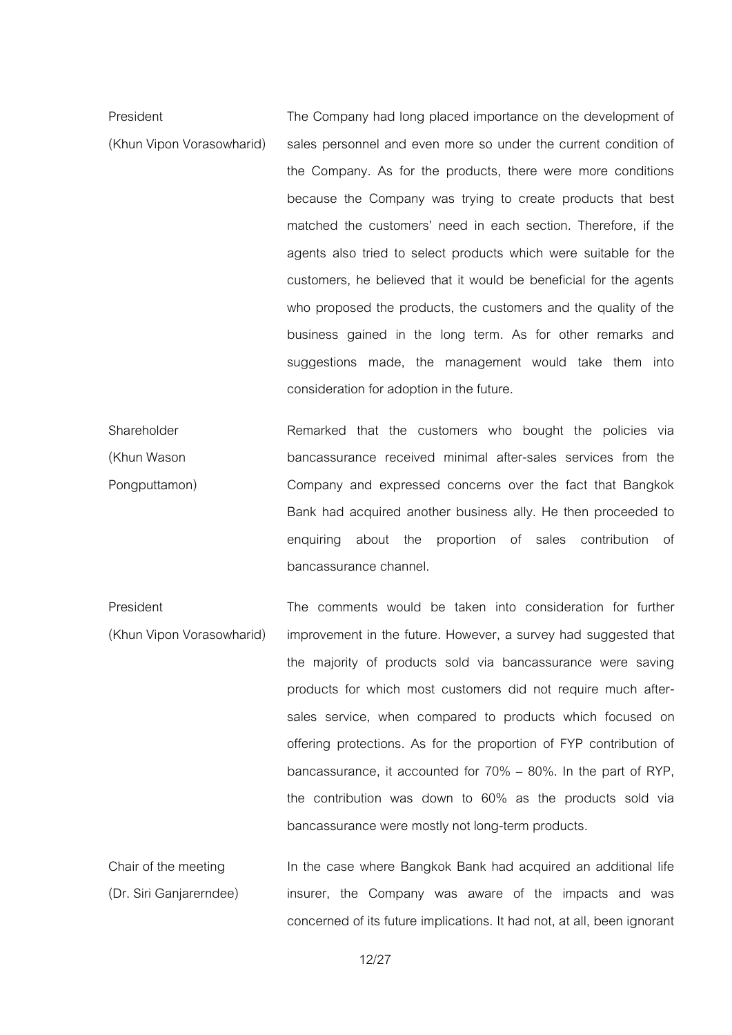| | |
|---|---|
| President (Khun Vipon Vorasowharid) | The Company had long placed importance on the development of sales personnel and even more so under the current condition of the Company. As for the products, there were more conditions because the Company was trying to create products that best matched the customers' need in each section. Therefore, if the agents also tried to select products which were suitable for the customers, he believed that it would be beneficial for the agents who proposed the products, the customers and the quality of the business gained in the long term. As for other remarks and suggestions made, the management would take them into consideration for adoption in the future. |
| Shareholder (Khun Wason Pongputtamon) | Remarked that the customers who bought the policies via bancassurance received minimal after-sales services from the Company and expressed concerns over the fact that Bangkok Bank had acquired another business ally. He then proceeded to enquiring about the proportion of sales contribution of bancassurance channel. |
| President (Khun Vipon Vorasowharid) | The comments would be taken into consideration for further improvement in the future. However, a survey had suggested that the majority of products sold via bancassurance were saving products for which most customers did not require much after-sales service, when compared to products which focused on offering protections. As for the proportion of FYP contribution of bancassurance, it accounted for 70% – 80%. In the part of RYP, the contribution was down to 60% as the products sold via bancassurance were mostly not long-term products. |
| Chair of the meeting (Dr. Siri Ganjarerndee) | In the case where Bangkok Bank had acquired an additional life insurer, the Company was aware of the impacts and was concerned of its future implications. It had not, at all, been ignorant |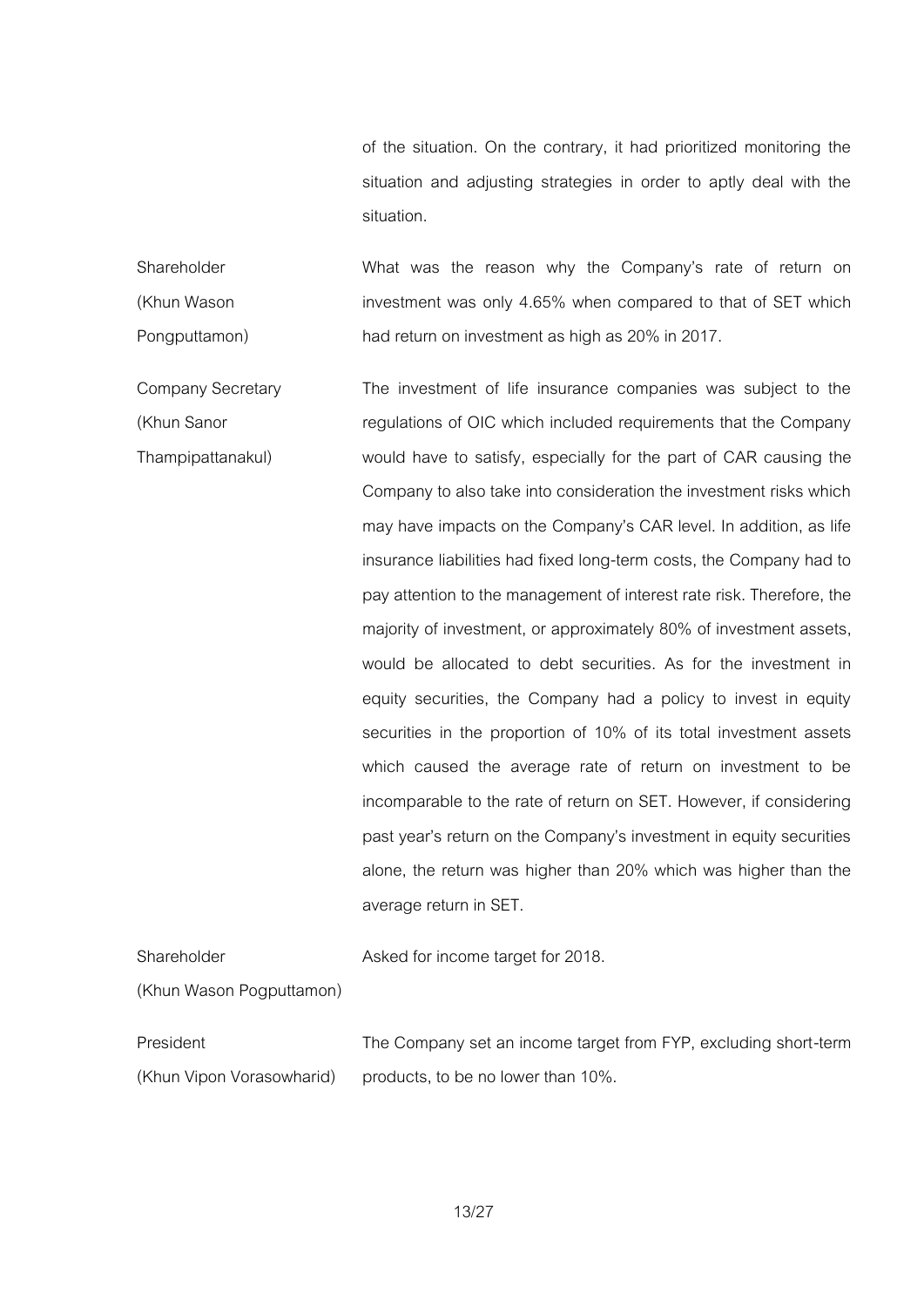of the situation. On the contrary, it had prioritized monitoring the situation and adjusting strategies in order to aptly deal with the situation.

| | |
|---|---|
| Shareholder (Khun Wason Pongputtamon) | What was the reason why the Company's rate of return on investment was only 4.65% when compared to that of SET which had return on investment as high as 20% in 2017. |
| Company Secretary (Khun Sanor Thampipattanakul) | The investment of life insurance companies was subject to the regulations of OIC which included requirements that the Company would have to satisfy, especially for the part of CAR causing the Company to also take into consideration the investment risks which may have impacts on the Company's CAR level. In addition, as life insurance liabilities had fixed long-term costs, the Company had to pay attention to the management of interest rate risk. Therefore, the majority of investment, or approximately 80% of investment assets, would be allocated to debt securities. As for the investment in equity securities, the Company had a policy to invest in equity securities in the proportion of 10% of its total investment assets which caused the average rate of return on investment to be incomparable to the rate of return on SET. However, if considering past year's return on the Company's investment in equity securities alone, the return was higher than 20% which was higher than the average return in SET. |
| Shareholder (Khun Wason Pogputtamon) | Asked for income target for 2018. |
| President (Khun Vipon Vorasowharid) | The Company set an income target from FYP, excluding short-term products, to be no lower than 10%. |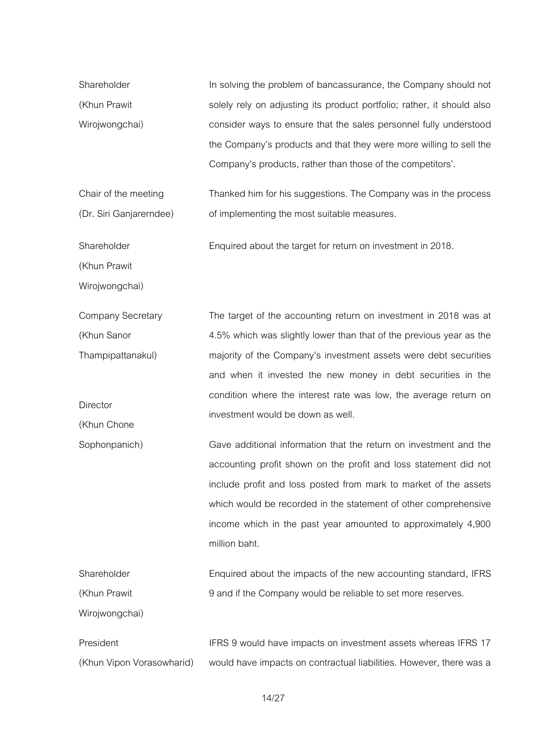| | |
|---|---|
| Shareholder (Khun Prawit Wirojwongchai) | In solving the problem of bancassurance, the Company should not solely rely on adjusting its product portfolio; rather, it should also consider ways to ensure that the sales personnel fully understood the Company's products and that they were more willing to sell the Company's products, rather than those of the competitors'. |
| Chair of the meeting (Dr. Siri Ganjarerndee) | Thanked him for his suggestions. The Company was in the process of implementing the most suitable measures. |
| Shareholder (Khun Prawit Wirojwongchai) | Enquired about the target for return on investment in 2018. |
| Company Secretary (Khun Sanor Thampipattanakul) | The target of the accounting return on investment in 2018 was at 4.5% which was slightly lower than that of the previous year as the majority of the Company's investment assets were debt securities and when it invested the new money in debt securities in the condition where the interest rate was low, the average return on investment would be down as well. |
| Director (Khun Chone Sophonpanich) | Gave additional information that the return on investment and the accounting profit shown on the profit and loss statement did not include profit and loss posted from mark to market of the assets which would be recorded in the statement of other comprehensive income which in the past year amounted to approximately 4,900 million baht. |
| Shareholder (Khun Prawit Wirojwongchai) | Enquired about the impacts of the new accounting standard, IFRS 9 and if the Company would be reliable to set more reserves. |
| President (Khun Vipon Vorasowharid) | IFRS 9 would have impacts on investment assets whereas IFRS 17 would have impacts on contractual liabilities. However, there was a |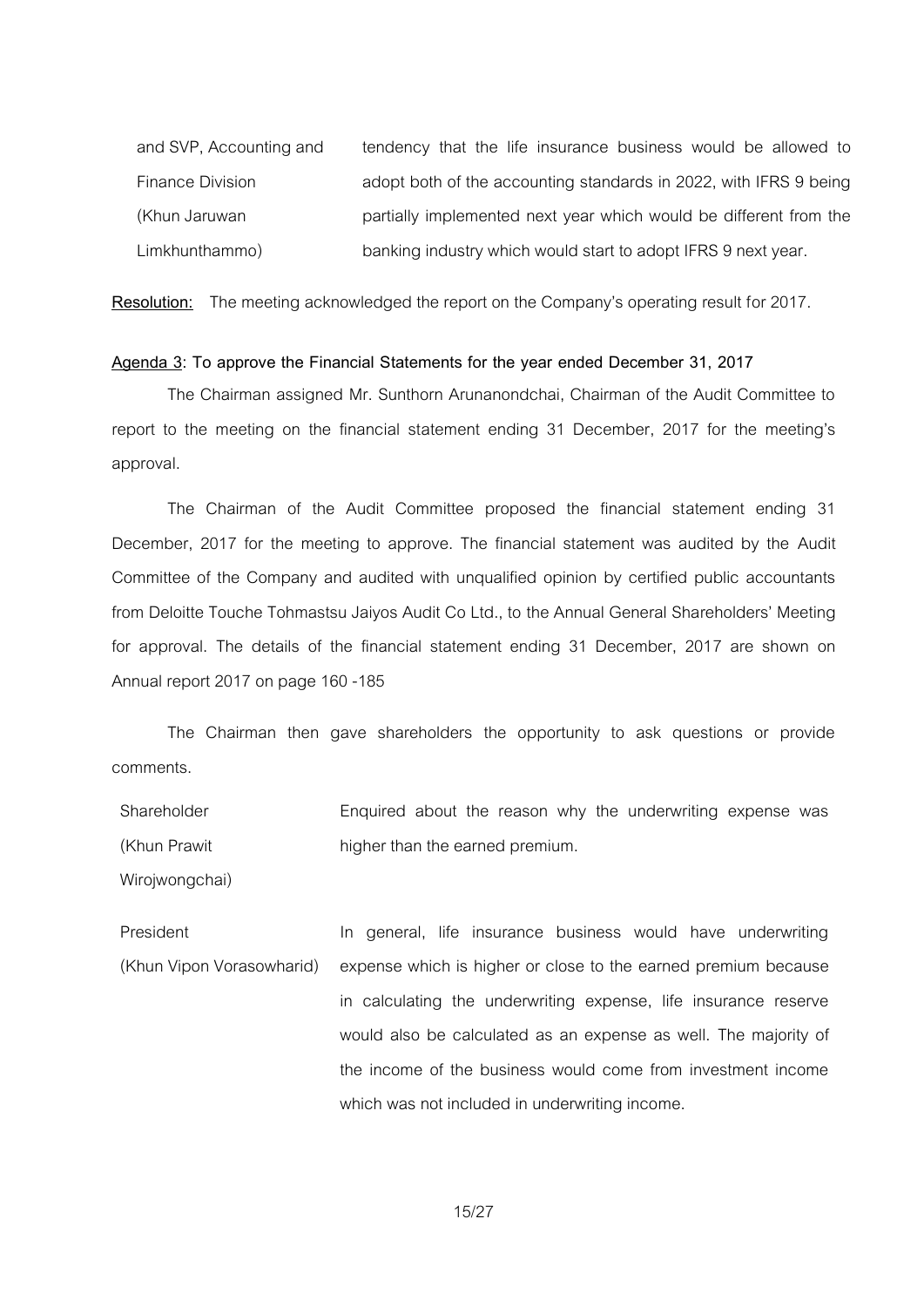| | |
|---|---|
| and SVP, Accounting and Finance Division (Khun Jaruwan Limkhunthammo) | tendency that the life insurance business would be allowed to adopt both of the accounting standards in 2022, with IFRS 9 being partially implemented next year which would be different from the banking industry which would start to adopt IFRS 9 next year. |

**Resolution:** The meeting acknowledged the report on the Company's operating result for 2017.

**Agenda 3: To approve the Financial Statements for the year ended December 31, 2017**

The Chairman assigned Mr. Sunthorn Arunanondchai, Chairman of the Audit Committee to report to the meeting on the financial statement ending 31 December, 2017 for the meeting's approval.

The Chairman of the Audit Committee proposed the financial statement ending 31 December, 2017 for the meeting to approve. The financial statement was audited by the Audit Committee of the Company and audited with unqualified opinion by certified public accountants from Deloitte Touche Tohmastsu Jaiyos Audit Co Ltd., to the Annual General Shareholders' Meeting for approval. The details of the financial statement ending 31 December, 2017 are shown on Annual report 2017 on page 160 -185

The Chairman then gave shareholders the opportunity to ask questions or provide comments.

| | |
|---|---|
| Shareholder (Khun Prawit Wirojwongchai) | Enquired about the reason why the underwriting expense was higher than the earned premium. |
| President (Khun Vipon Vorasowharid) | In general, life insurance business would have underwriting expense which is higher or close to the earned premium because in calculating the underwriting expense, life insurance reserve would also be calculated as an expense as well. The majority of the income of the business would come from investment income which was not included in underwriting income. |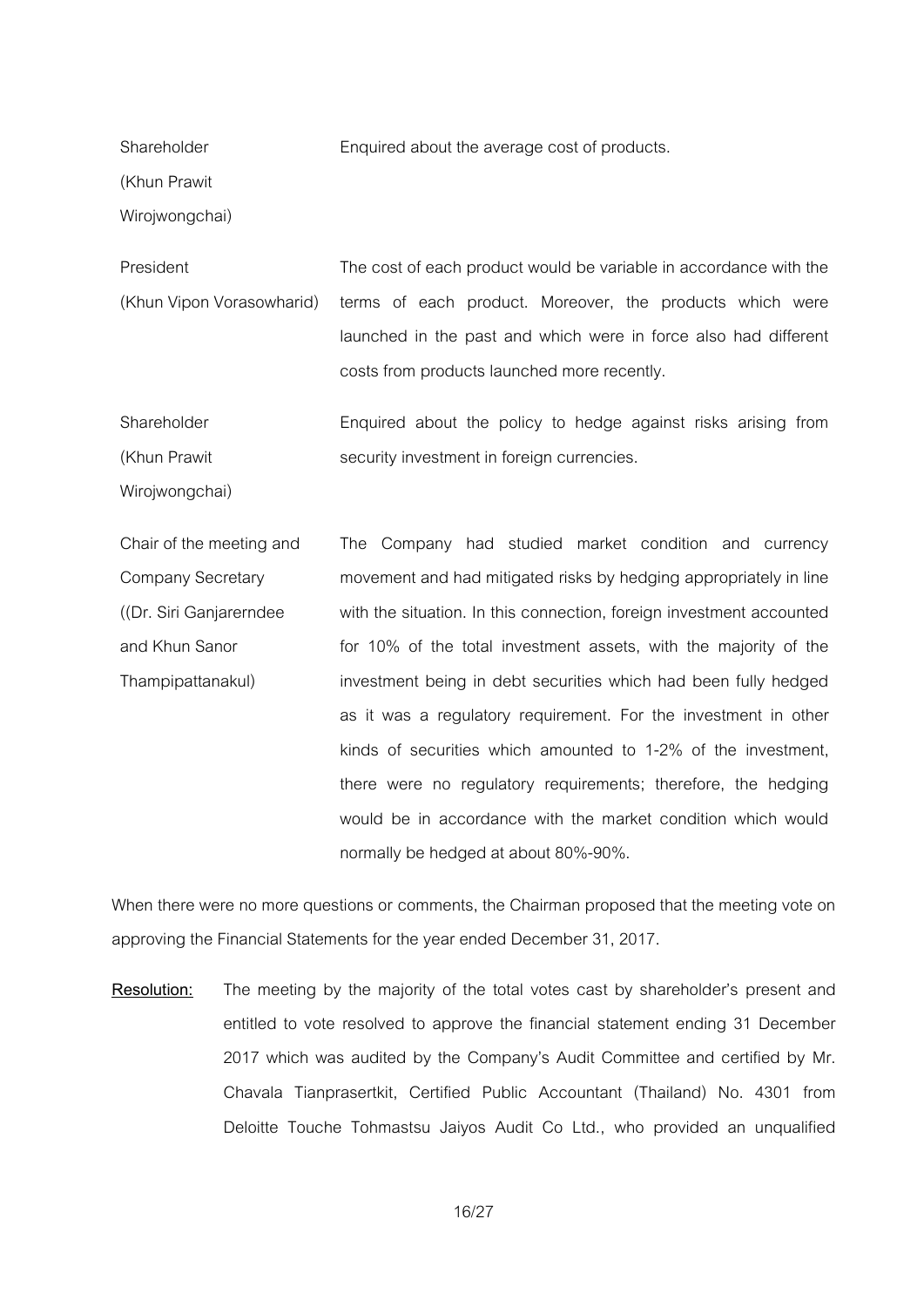| | |
|---|---|
| Shareholder (Khun Prawit Wirojwongchai) | Enquired about the average cost of products. |
| President (Khun Vipon Vorasowharid) | The cost of each product would be variable in accordance with the terms of each product. Moreover, the products which were launched in the past and which were in force also had different costs from products launched more recently. |
| Shareholder (Khun Prawit Wirojwongchai) | Enquired about the policy to hedge against risks arising from security investment in foreign currencies. |
| Chair of the meeting and Company Secretary ((Dr. Siri Ganjarerndee and Khun Sanor Thampipattanakul) | The Company had studied market condition and currency movement and had mitigated risks by hedging appropriately in line with the situation. In this connection, foreign investment accounted for 10% of the total investment assets, with the majority of the investment being in debt securities which had been fully hedged as it was a regulatory requirement. For the investment in other kinds of securities which amounted to 1-2% of the investment, there were no regulatory requirements; therefore, the hedging would be in accordance with the market condition which would normally be hedged at about 80%-90%. |

When there were no more questions or comments, the Chairman proposed that the meeting vote on approving the Financial Statements for the year ended December 31, 2017.

**Resolution:** The meeting by the majority of the total votes cast by shareholder's present and entitled to vote resolved to approve the financial statement ending 31 December 2017 which was audited by the Company's Audit Committee and certified by Mr. Chavala Tianprasertkit, Certified Public Accountant (Thailand) No. 4301 from Deloitte Touche Tohmastsu Jaiyos Audit Co Ltd., who provided an unqualified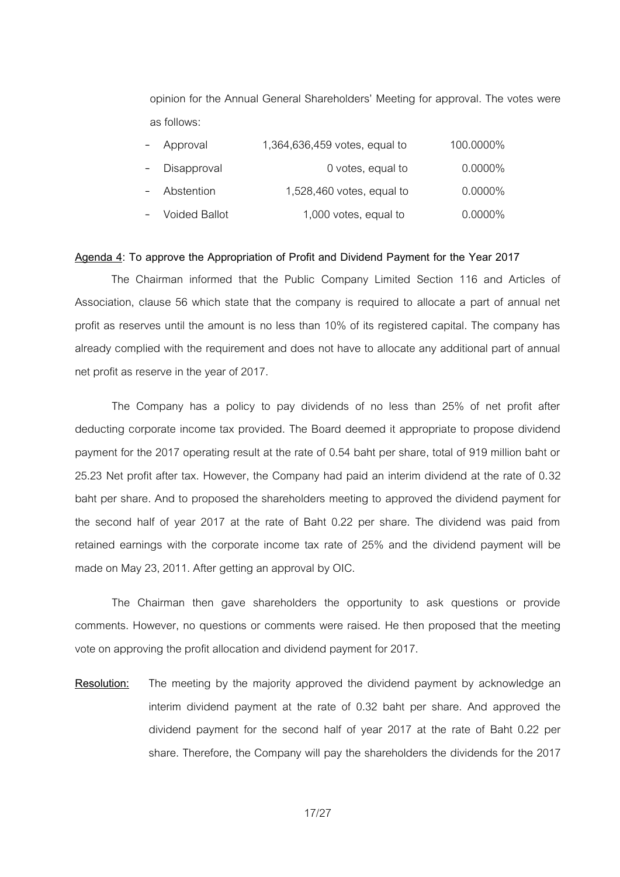opinion for the Annual General Shareholders' Meeting for approval. The votes were as follows:

- Approval 1,364,636,459 votes, equal to 100.0000%
- Disapproval 0 votes, equal to 0.0000%
- Abstention 1,528,460 votes, equal to 0.0000%
- Voided Ballot 1,000 votes, equal to 0.0000%

**<u>Agenda 4</u>: To approve the Appropriation of Profit and Dividend Payment for the Year 2017**

The Chairman informed that the Public Company Limited Section 116 and Articles of Association, clause 56 which state that the company is required to allocate a part of annual net profit as reserves until the amount is no less than 10% of its registered capital. The company has already complied with the requirement and does not have to allocate any additional part of annual net profit as reserve in the year of 2017.

The Company has a policy to pay dividends of no less than 25% of net profit after deducting corporate income tax provided. The Board deemed it appropriate to propose dividend payment for the 2017 operating result at the rate of 0.54 baht per share, total of 919 million baht or 25.23 Net profit after tax. However, the Company had paid an interim dividend at the rate of 0.32 baht per share. And to proposed the shareholders meeting to approved the dividend payment for the second half of year 2017 at the rate of Baht 0.22 per share. The dividend was paid from retained earnings with the corporate income tax rate of 25% and the dividend payment will be made on May 23, 2011. After getting an approval by OIC.

The Chairman then gave shareholders the opportunity to ask questions or provide comments. However, no questions or comments were raised. He then proposed that the meeting vote on approving the profit allocation and dividend payment for 2017.

**<u>Resolution:</u>** The meeting by the majority approved the dividend payment by acknowledge an interim dividend payment at the rate of 0.32 baht per share. And approved the dividend payment for the second half of year 2017 at the rate of Baht 0.22 per share. Therefore, the Company will pay the shareholders the dividends for the 2017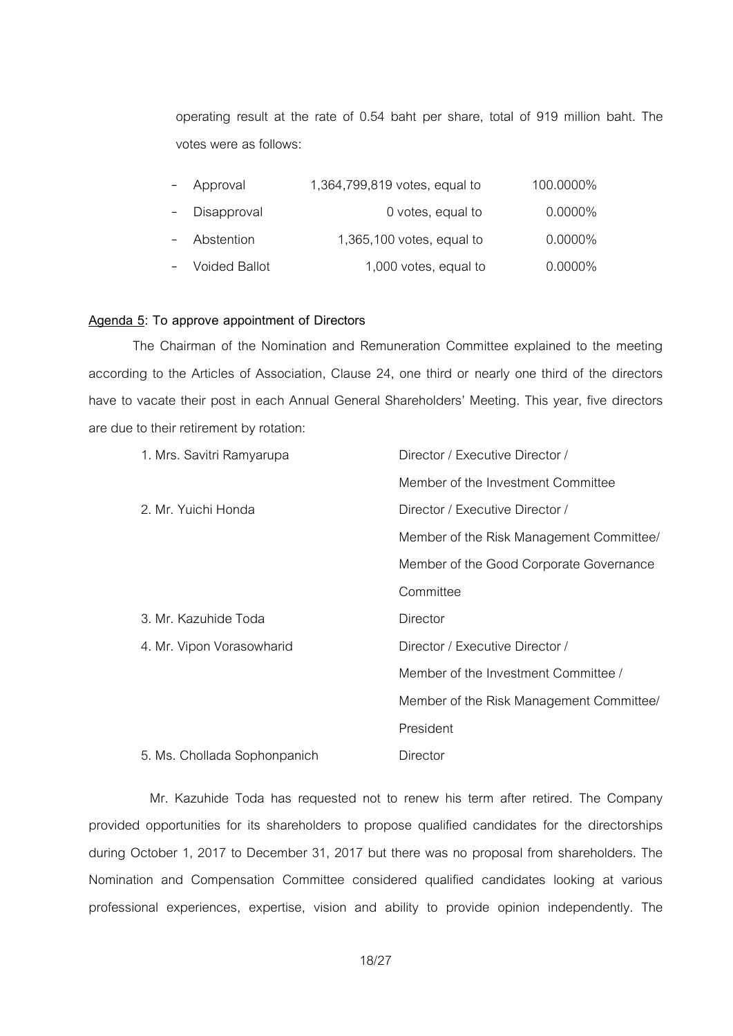operating result at the rate of 0.54 baht per share, total of 919 million baht. The votes were as follows:

| | | | |
|---|---|---|---|
| - | Approval | 1,364,799,819 votes, equal to | 100.0000% |
| - | Disapproval | 0 votes, equal to | 0.0000% |
| - | Abstention | 1,365,100 votes, equal to | 0.0000% |
| - | Voided Ballot | 1,000 votes, equal to | 0.0000% |

**<u>Agenda 5</u>: To approve appointment of Directors**

The Chairman of the Nomination and Remuneration Committee explained to the meeting according to the Articles of Association, Clause 24, one third or nearly one third of the directors have to vacate their post in each Annual General Shareholders' Meeting. This year, five directors are due to their retirement by rotation:

| | |
|---|---|
| 1. Mrs. Savitri Ramyarupa | Director / Executive Director / Member of the Investment Committee |
| 2. Mr. Yuichi Honda | Director / Executive Director / Member of the Risk Management Committee/ Member of the Good Corporate Governance Committee |
| 3. Mr. Kazuhide Toda | Director |
| 4. Mr. Vipon Vorasowharid | Director / Executive Director / Member of the Investment Committee / Member of the Risk Management Committee/ President |
| 5. Ms. Chollada Sophonpanich | Director |

Mr. Kazuhide Toda has requested not to renew his term after retired. The Company provided opportunities for its shareholders to propose qualified candidates for the directorships during October 1, 2017 to December 31, 2017 but there was no proposal from shareholders. The Nomination and Compensation Committee considered qualified candidates looking at various professional experiences, expertise, vision and ability to provide opinion independently. The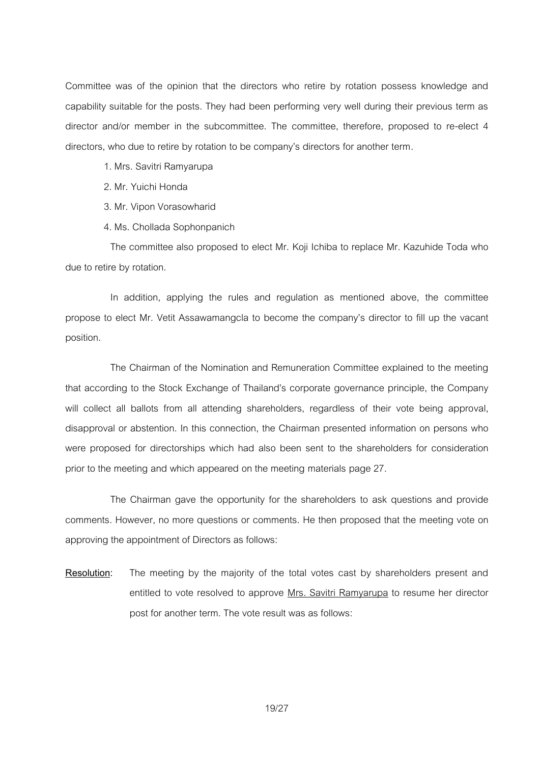Committee was of the opinion that the directors who retire by rotation possess knowledge and capability suitable for the posts. They had been performing very well during their previous term as director and/or member in the subcommittee. The committee, therefore, proposed to re-elect 4 directors, who due to retire by rotation to be company's directors for another term.

1. Mrs. Savitri Ramyarupa
2. Mr. Yuichi Honda
3. Mr. Vipon Vorasowharid
4. Ms. Chollada Sophonpanich

The committee also proposed to elect Mr. Koji Ichiba to replace Mr. Kazuhide Toda who due to retire by rotation.

In addition, applying the rules and regulation as mentioned above, the committee propose to elect Mr. Vetit Assawamangcla to become the company's director to fill up the vacant position.

The Chairman of the Nomination and Remuneration Committee explained to the meeting that according to the Stock Exchange of Thailand's corporate governance principle, the Company will collect all ballots from all attending shareholders, regardless of their vote being approval, disapproval or abstention. In this connection, the Chairman presented information on persons who were proposed for directorships which had also been sent to the shareholders for consideration prior to the meeting and which appeared on the meeting materials page 27.

The Chairman gave the opportunity for the shareholders to ask questions and provide comments. However, no more questions or comments. He then proposed that the meeting vote on approving the appointment of Directors as follows:

**Resolution**: The meeting by the majority of the total votes cast by shareholders present and entitled to vote resolved to approve Mrs. Savitri Ramyarupa to resume her director post for another term. The vote result was as follows: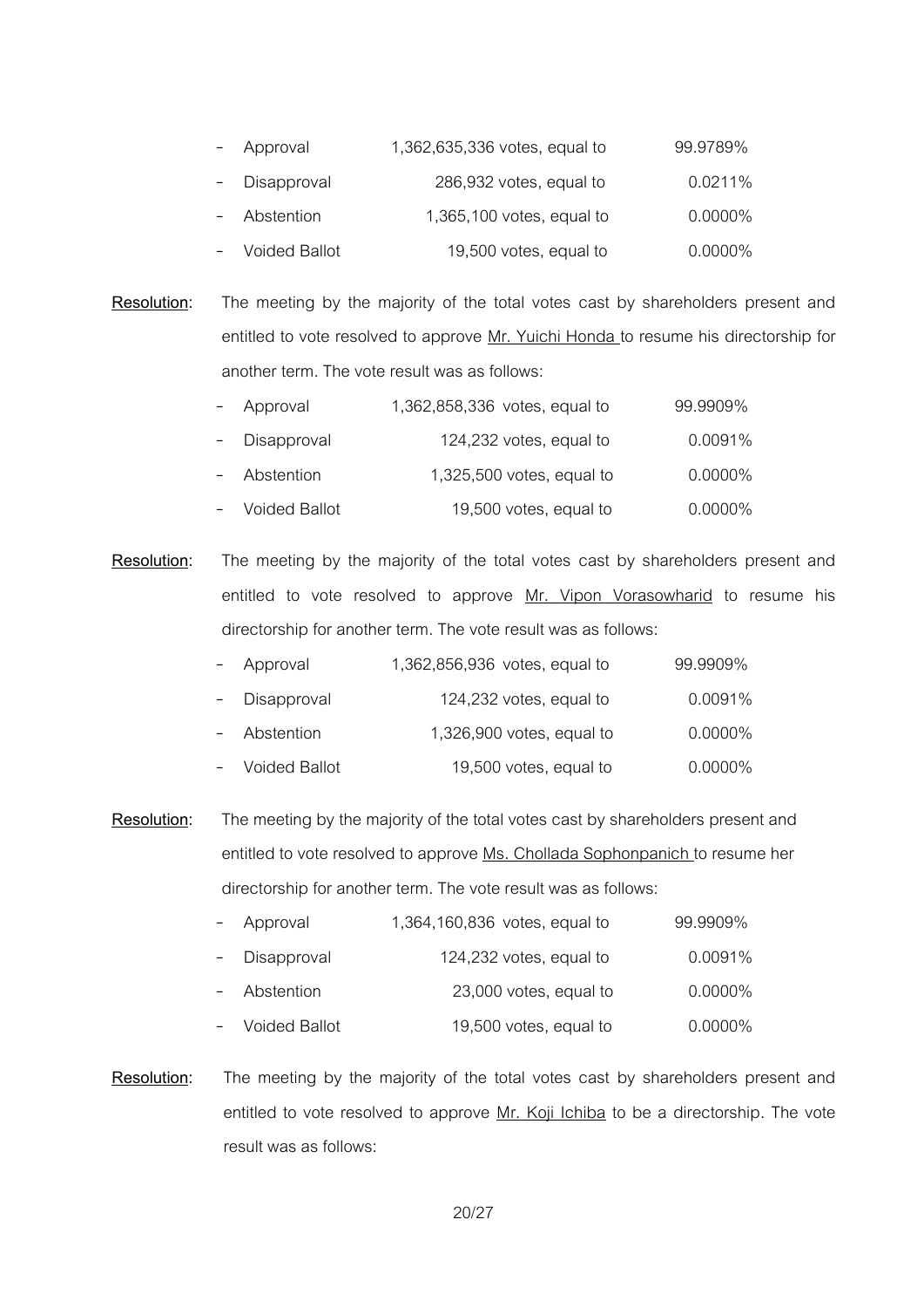- Approval 1,362,635,336 votes, equal to 99.9789%
- Disapproval 286,932 votes, equal to 0.0211%
- Abstention 1,365,100 votes, equal to 0.0000%
- Voided Ballot 19,500 votes, equal to 0.0000%

**Resolution**: The meeting by the majority of the total votes cast by shareholders present and entitled to vote resolved to approve Mr. Yuichi Honda to resume his directorship for another term. The vote result was as follows:

- Approval 1,362,858,336 votes, equal to 99.9909%
- Disapproval 124,232 votes, equal to 0.0091%
- Abstention 1,325,500 votes, equal to 0.0000%
- Voided Ballot 19,500 votes, equal to 0.0000%

**Resolution**: The meeting by the majority of the total votes cast by shareholders present and entitled to vote resolved to approve Mr. Vipon Vorasowharid to resume his directorship for another term. The vote result was as follows:

- Approval 1,362,856,936 votes, equal to 99.9909%
- Disapproval 124,232 votes, equal to 0.0091%
- Abstention 1,326,900 votes, equal to 0.0000%
- Voided Ballot 19,500 votes, equal to 0.0000%

**Resolution**: The meeting by the majority of the total votes cast by shareholders present and entitled to vote resolved to approve Ms. Chollada Sophonpanich to resume her directorship for another term. The vote result was as follows:

- Approval 1,364,160,836 votes, equal to 99.9909%
- Disapproval 124,232 votes, equal to 0.0091%
- Abstention 23,000 votes, equal to 0.0000%
- Voided Ballot 19,500 votes, equal to 0.0000%

**Resolution**: The meeting by the majority of the total votes cast by shareholders present and entitled to vote resolved to approve Mr. Koji Ichiba to be a directorship. The vote result was as follows: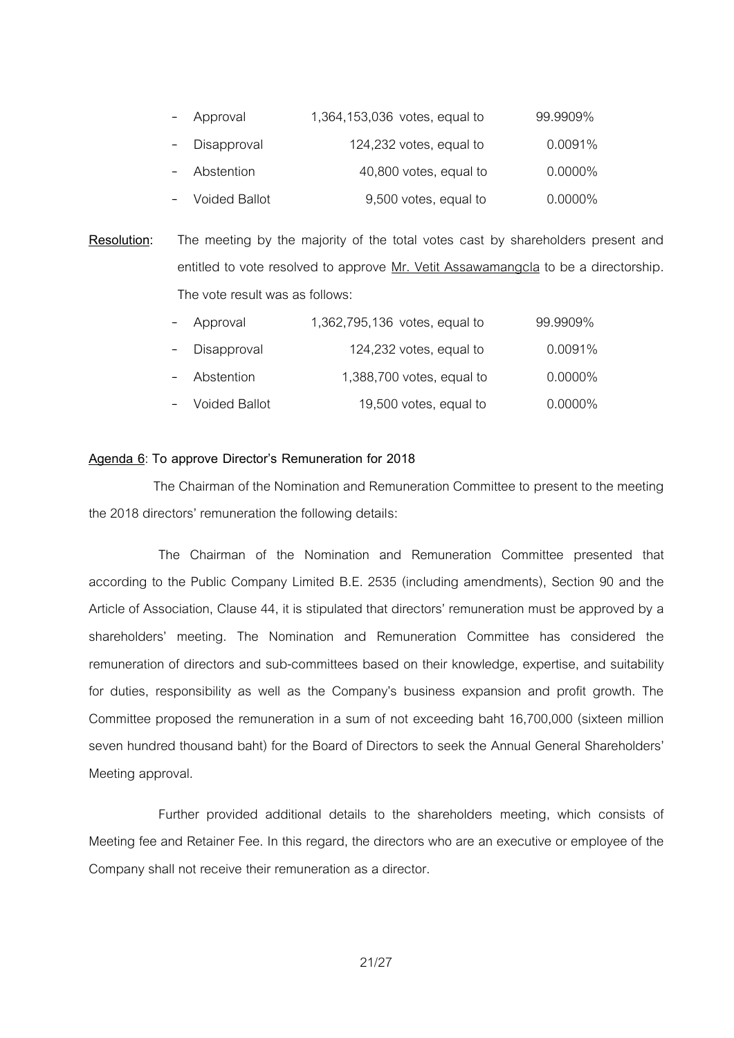- Approval 1,364,153,036 votes, equal to 99.9909%
- Disapproval 124,232 votes, equal to 0.0091%
- Abstention 40,800 votes, equal to 0.0000%
- Voided Ballot 9,500 votes, equal to 0.0000%

**Resolution:** The meeting by the majority of the total votes cast by shareholders present and entitled to vote resolved to approve Mr. Vetit Assawamangcla to be a directorship. The vote result was as follows:

- Approval 1,362,795,136 votes, equal to 99.9909%
- Disapproval 124,232 votes, equal to 0.0091%
- Abstention 1,388,700 votes, equal to 0.0000%
- Voided Ballot 19,500 votes, equal to 0.0000%

**Agenda 6: To approve Director's Remuneration for 2018**

The Chairman of the Nomination and Remuneration Committee to present to the meeting the 2018 directors' remuneration the following details:

The Chairman of the Nomination and Remuneration Committee presented that according to the Public Company Limited B.E. 2535 (including amendments), Section 90 and the Article of Association, Clause 44, it is stipulated that directors' remuneration must be approved by a shareholders' meeting. The Nomination and Remuneration Committee has considered the remuneration of directors and sub-committees based on their knowledge, expertise, and suitability for duties, responsibility as well as the Company's business expansion and profit growth. The Committee proposed the remuneration in a sum of not exceeding baht 16,700,000 (sixteen million seven hundred thousand baht) for the Board of Directors to seek the Annual General Shareholders' Meeting approval.

Further provided additional details to the shareholders meeting, which consists of Meeting fee and Retainer Fee. In this regard, the directors who are an executive or employee of the Company shall not receive their remuneration as a director.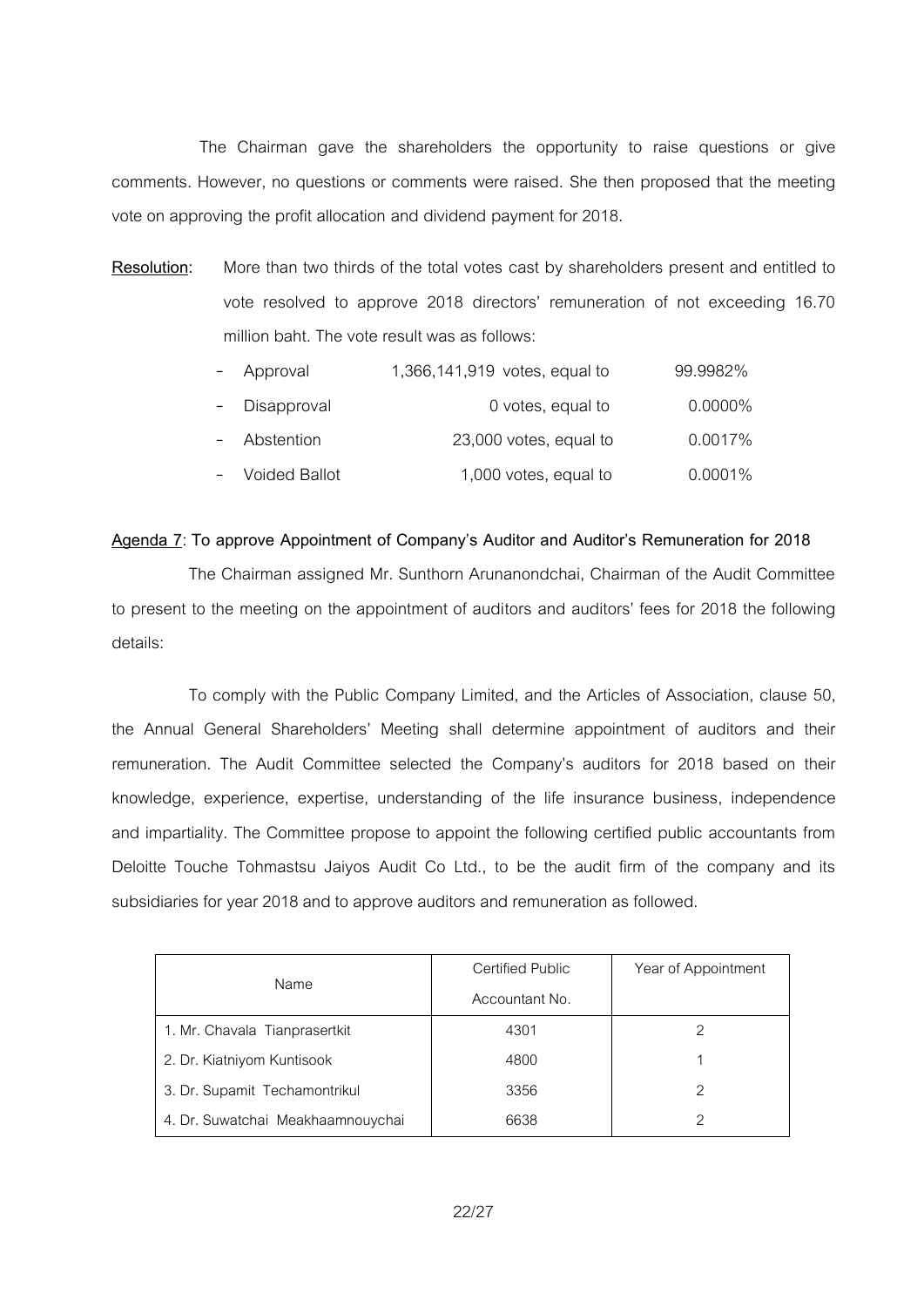The Chairman gave the shareholders the opportunity to raise questions or give comments. However, no questions or comments were raised. She then proposed that the meeting vote on approving the profit allocation and dividend payment for 2018.

**Resolution**: More than two thirds of the total votes cast by shareholders present and entitled to vote resolved to approve 2018 directors' remuneration of not exceeding 16.70 million baht. The vote result was as follows:

- Approval 1,366,141,919 votes, equal to 99.9982%
- Disapproval 0 votes, equal to 0.0000%
- Abstention 23,000 votes, equal to 0.0017%
- Voided Ballot 1,000 votes, equal to 0.0001%

**Agenda 7: To approve Appointment of Company's Auditor and Auditor's Remuneration for 2018**

The Chairman assigned Mr. Sunthorn Arunanondchai, Chairman of the Audit Committee to present to the meeting on the appointment of auditors and auditors' fees for 2018 the following details:

To comply with the Public Company Limited, and the Articles of Association, clause 50, the Annual General Shareholders' Meeting shall determine appointment of auditors and their remuneration. The Audit Committee selected the Company's auditors for 2018 based on their knowledge, experience, expertise, understanding of the life insurance business, independence and impartiality. The Committee propose to appoint the following certified public accountants from Deloitte Touche Tohmastsu Jaiyos Audit Co Ltd., to be the audit firm of the company and its subsidiaries for year 2018 and to approve auditors and remuneration as followed.

| Name | Certified Public Accountant No. | Year of Appointment |
|---|---|---|
| 1. Mr. Chavala Tianprasertkit | 4301 | 2 |
| 2. Dr. Kiatniyom Kuntisook | 4800 | 1 |
| 3. Dr. Supamit Techamontrikul | 3356 | 2 |
| 4. Dr. Suwatchai Meakhaamnouychai | 6638 | 2 |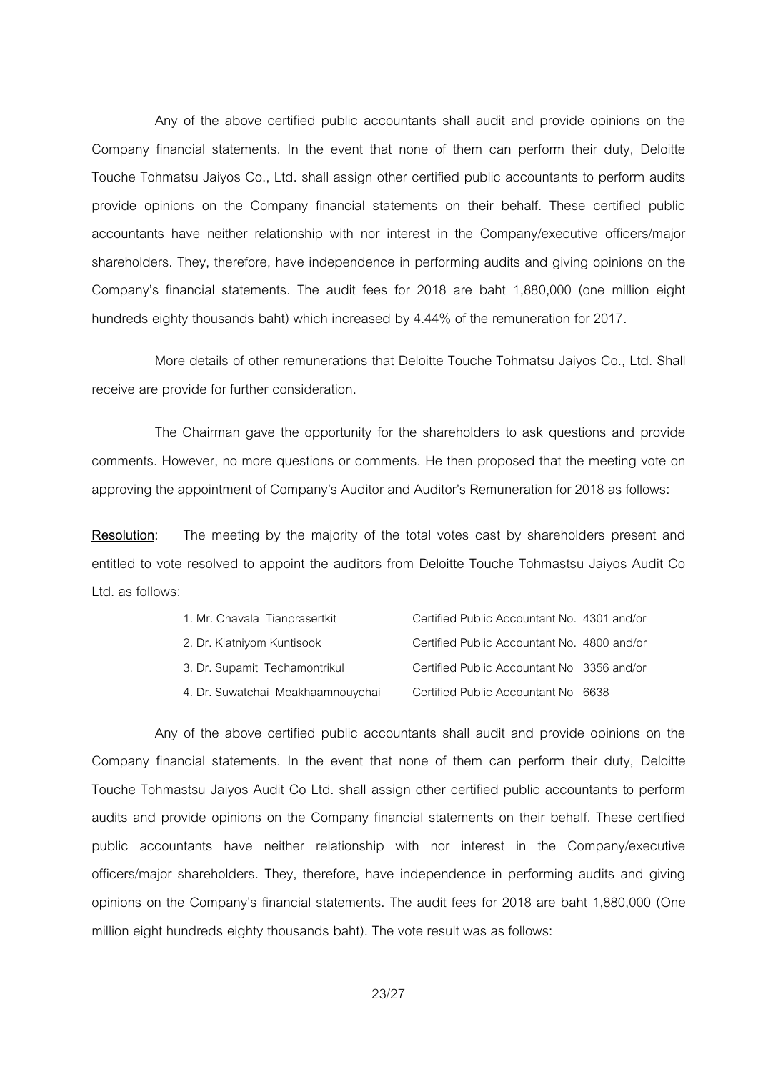Any of the above certified public accountants shall audit and provide opinions on the Company financial statements. In the event that none of them can perform their duty, Deloitte Touche Tohmatsu Jaiyos Co., Ltd. shall assign other certified public accountants to perform audits provide opinions on the Company financial statements on their behalf. These certified public accountants have neither relationship with nor interest in the Company/executive officers/major shareholders. They, therefore, have independence in performing audits and giving opinions on the Company's financial statements. The audit fees for 2018 are baht 1,880,000 (one million eight hundreds eighty thousands baht) which increased by 4.44% of the remuneration for 2017.

More details of other remunerations that Deloitte Touche Tohmatsu Jaiyos Co., Ltd. Shall receive are provide for further consideration.

The Chairman gave the opportunity for the shareholders to ask questions and provide comments. However, no more questions or comments. He then proposed that the meeting vote on approving the appointment of Company's Auditor and Auditor's Remuneration for 2018 as follows:

**Resolution**: The meeting by the majority of the total votes cast by shareholders present and entitled to vote resolved to appoint the auditors from Deloitte Touche Tohmastsu Jaiyos Audit Co Ltd. as follows:

| | |
|---|---|
| 1. Mr. Chavala Tianprasertkit | Certified Public Accountant No. 4301 and/or |
| 2. Dr. Kiatniyom Kuntisook | Certified Public Accountant No. 4800 and/or |
| 3. Dr. Supamit Techamontrikul | Certified Public Accountant No 3356 and/or |
| 4. Dr. Suwatchai Meakhaamnouychai | Certified Public Accountant No 6638 |

Any of the above certified public accountants shall audit and provide opinions on the Company financial statements. In the event that none of them can perform their duty, Deloitte Touche Tohmastsu Jaiyos Audit Co Ltd. shall assign other certified public accountants to perform audits and provide opinions on the Company financial statements on their behalf. These certified public accountants have neither relationship with nor interest in the Company/executive officers/major shareholders. They, therefore, have independence in performing audits and giving opinions on the Company's financial statements. The audit fees for 2018 are baht 1,880,000 (One million eight hundreds eighty thousands baht). The vote result was as follows: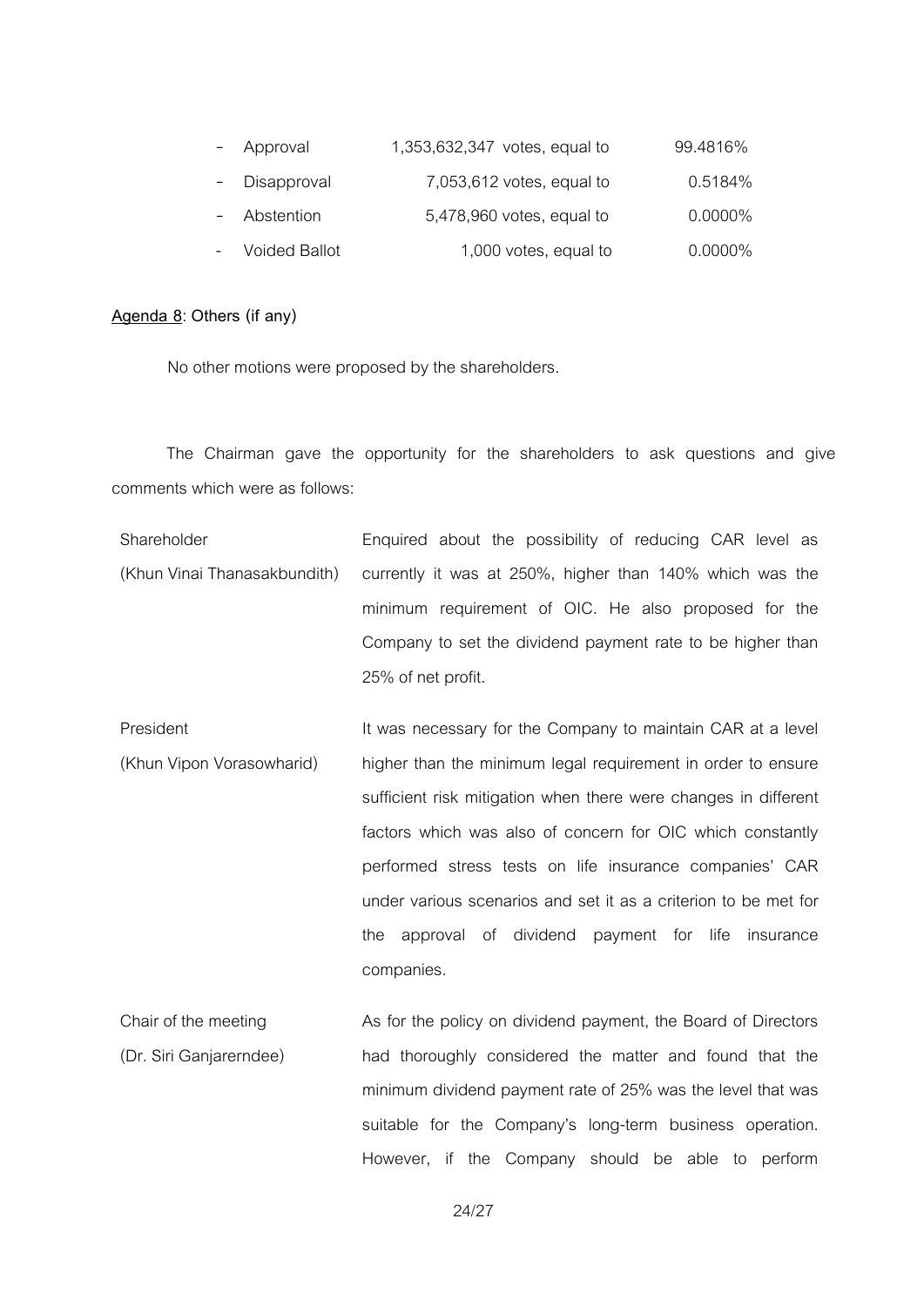| | | |
|---|---|---|
| - Approval | 1,353,632,347 votes, equal to | 99.4816% |
| - Disapproval | 7,053,612 votes, equal to | 0.5184% |
| - Abstention | 5,478,960 votes, equal to | 0.0000% |
| - Voided Ballot | 1,000 votes, equal to | 0.0000% |

**<u>Agenda 8</u>: Others (if any)**

No other motions were proposed by the shareholders.

The Chairman gave the opportunity for the shareholders to ask questions and give comments which were as follows:

| | |
|---|---|
| Shareholder (Khun Vinai Thanasakbundith) | Enquired about the possibility of reducing CAR level as currently it was at 250%, higher than 140% which was the minimum requirement of OIC. He also proposed for the Company to set the dividend payment rate to be higher than 25% of net profit. |
| President (Khun Vipon Vorasowharid) | It was necessary for the Company to maintain CAR at a level higher than the minimum legal requirement in order to ensure sufficient risk mitigation when there were changes in different factors which was also of concern for OIC which constantly performed stress tests on life insurance companies' CAR under various scenarios and set it as a criterion to be met for the approval of dividend payment for life insurance companies. |
| Chair of the meeting (Dr. Siri Ganjarerndee) | As for the policy on dividend payment, the Board of Directors had thoroughly considered the matter and found that the minimum dividend payment rate of 25% was the level that was suitable for the Company's long-term business operation. However, if the Company should be able to perform |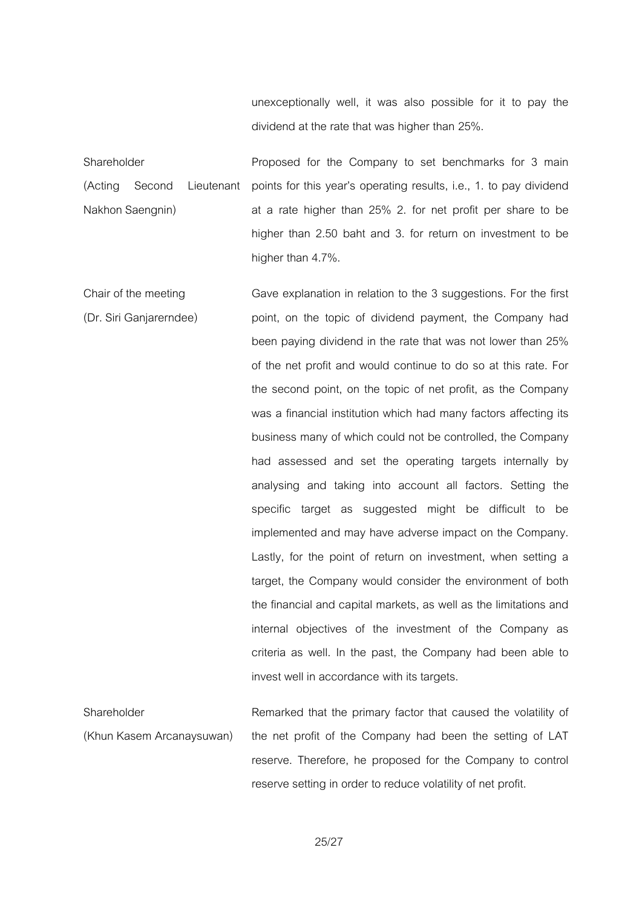unexceptionally well, it was also possible for it to pay the dividend at the rate that was higher than 25%.

| | |
|---|---|
| Shareholder<br>(Acting Second Lieutenant Nakhon Saengnin) | Proposed for the Company to set benchmarks for 3 main points for this year's operating results, i.e., 1. to pay dividend at a rate higher than 25% 2. for net profit per share to be higher than 2.50 baht and 3. for return on investment to be higher than 4.7%. |
| Chair of the meeting<br>(Dr. Siri Ganjarerndee) | Gave explanation in relation to the 3 suggestions. For the first point, on the topic of dividend payment, the Company had been paying dividend in the rate that was not lower than 25% of the net profit and would continue to do so at this rate. For the second point, on the topic of net profit, as the Company was a financial institution which had many factors affecting its business many of which could not be controlled, the Company had assessed and set the operating targets internally by analysing and taking into account all factors. Setting the specific target as suggested might be difficult to be implemented and may have adverse impact on the Company. Lastly, for the point of return on investment, when setting a target, the Company would consider the environment of both the financial and capital markets, as well as the limitations and internal objectives of the investment of the Company as criteria as well. In the past, the Company had been able to invest well in accordance with its targets. |
| Shareholder<br>(Khun Kasem Arcanaysuwan) | Remarked that the primary factor that caused the volatility of the net profit of the Company had been the setting of LAT reserve. Therefore, he proposed for the Company to control reserve setting in order to reduce volatility of net profit. |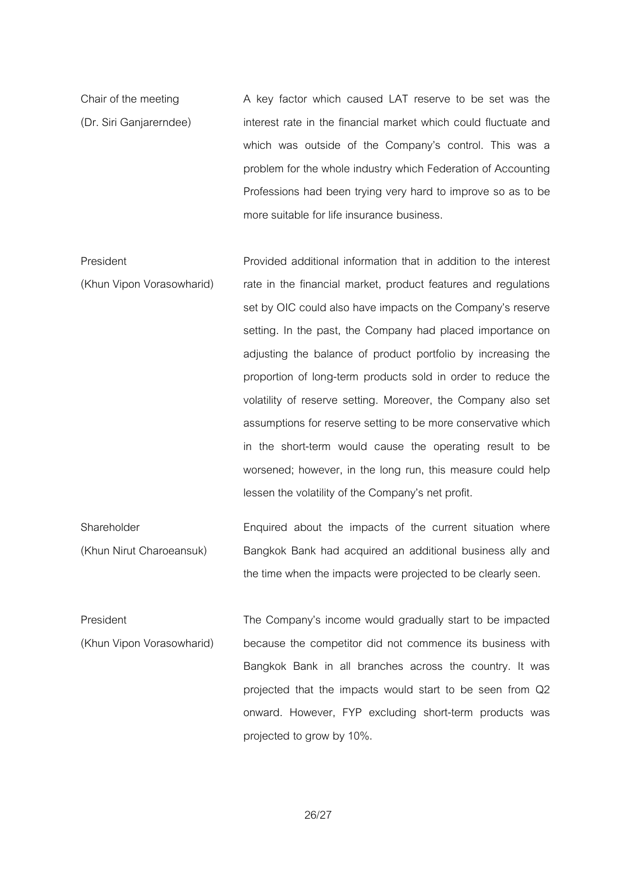| | |
|---|---|
| Chair of the meeting (Dr. Siri Ganjarerndee) | A key factor which caused LAT reserve to be set was the interest rate in the financial market which could fluctuate and which was outside of the Company's control. This was a problem for the whole industry which Federation of Accounting Professions had been trying very hard to improve so as to be more suitable for life insurance business. |
| President (Khun Vipon Vorasowharid) | Provided additional information that in addition to the interest rate in the financial market, product features and regulations set by OIC could also have impacts on the Company's reserve setting. In the past, the Company had placed importance on adjusting the balance of product portfolio by increasing the proportion of long-term products sold in order to reduce the volatility of reserve setting. Moreover, the Company also set assumptions for reserve setting to be more conservative which in the short-term would cause the operating result to be worsened; however, in the long run, this measure could help lessen the volatility of the Company's net profit. |
| Shareholder (Khun Nirut Charoeansuk) | Enquired about the impacts of the current situation where Bangkok Bank had acquired an additional business ally and the time when the impacts were projected to be clearly seen. |
| President (Khun Vipon Vorasowharid) | The Company's income would gradually start to be impacted because the competitor did not commence its business with Bangkok Bank in all branches across the country. It was projected that the impacts would start to be seen from Q2 onward. However, FYP excluding short-term products was projected to grow by 10%. |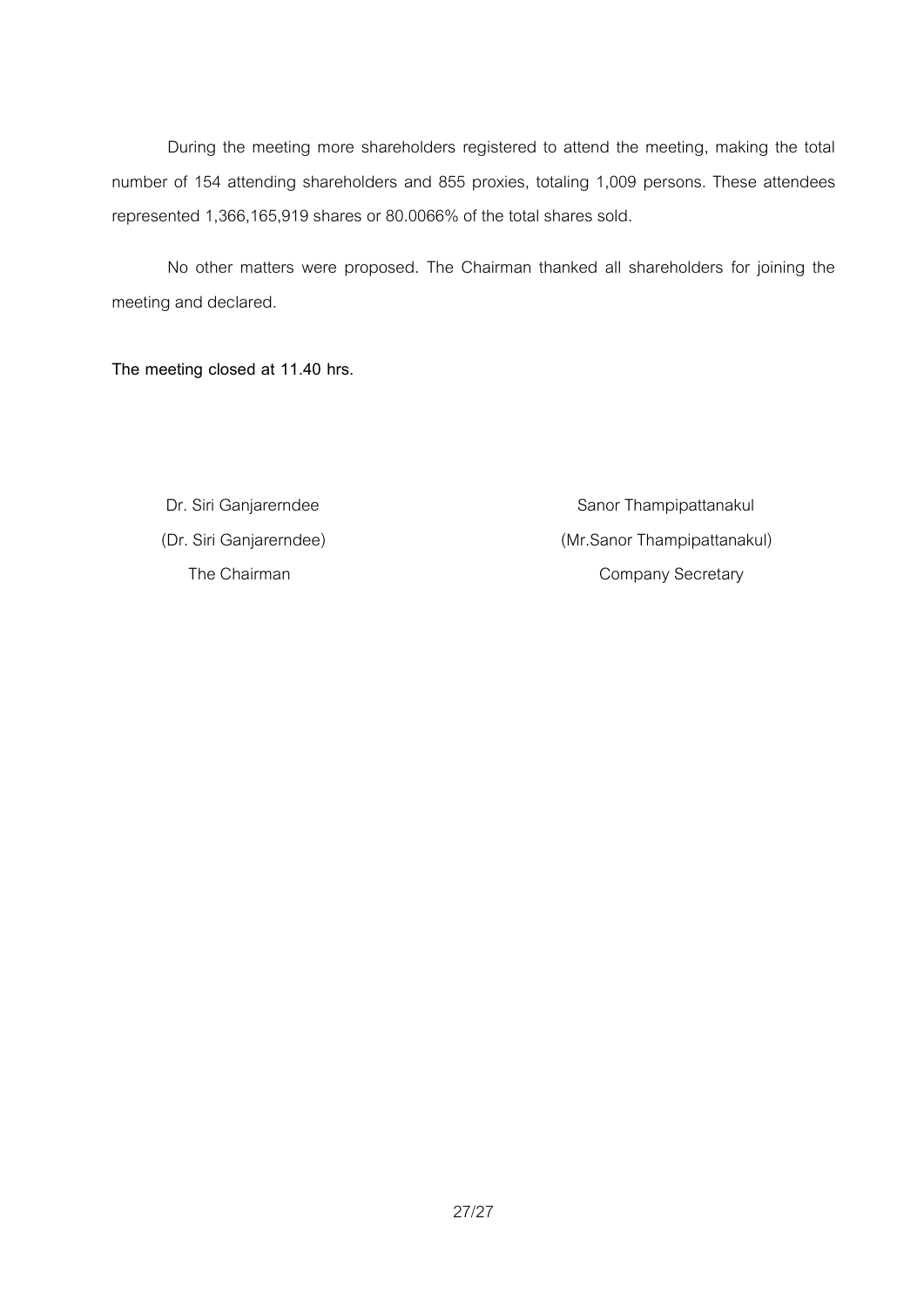During the meeting more shareholders registered to attend the meeting, making the total number of 154 attending shareholders and 855 proxies, totaling 1,009 persons. These attendees represented 1,366,165,919 shares or 80.0066% of the total shares sold.

No other matters were proposed. The Chairman thanked all shareholders for joining the meeting and declared.

**The meeting closed at 11.40 hrs.**

| | |
|---|---|
| Dr. Siri Ganjarerndee | Sanor Thampipattanakul |
| (Dr. Siri Ganjarerndee) | (Mr.Sanor Thampipattanakul) |
| The Chairman | Company Secretary |